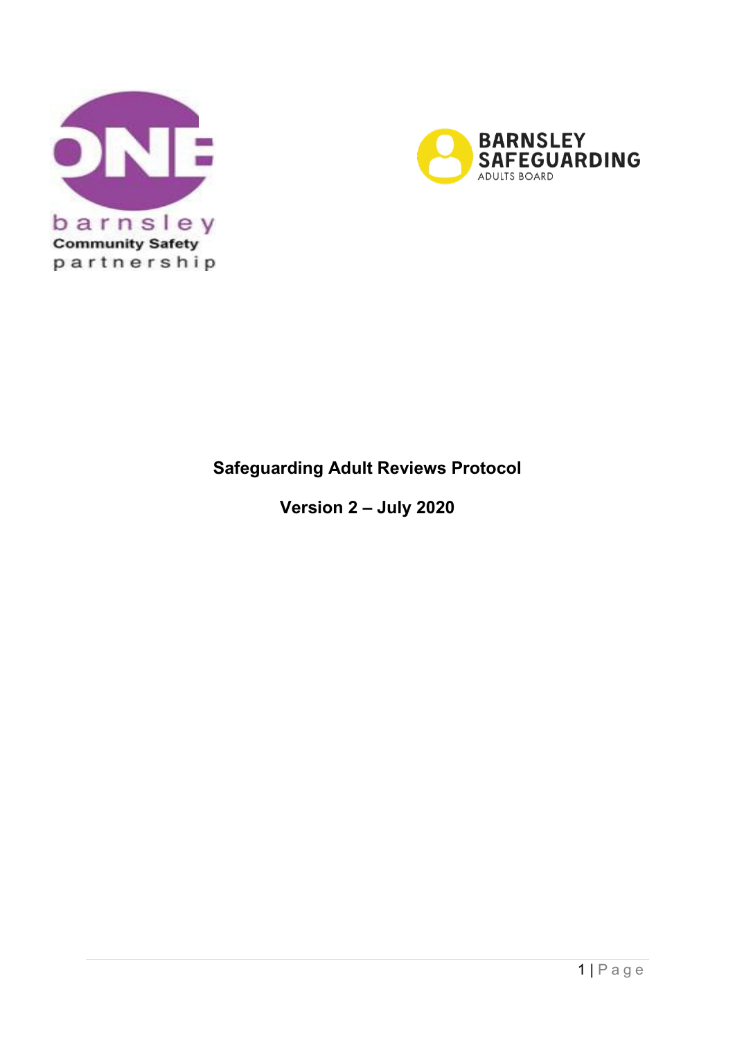# Safeguarding Adult Reviews Protocol

## Version 2 – July 2020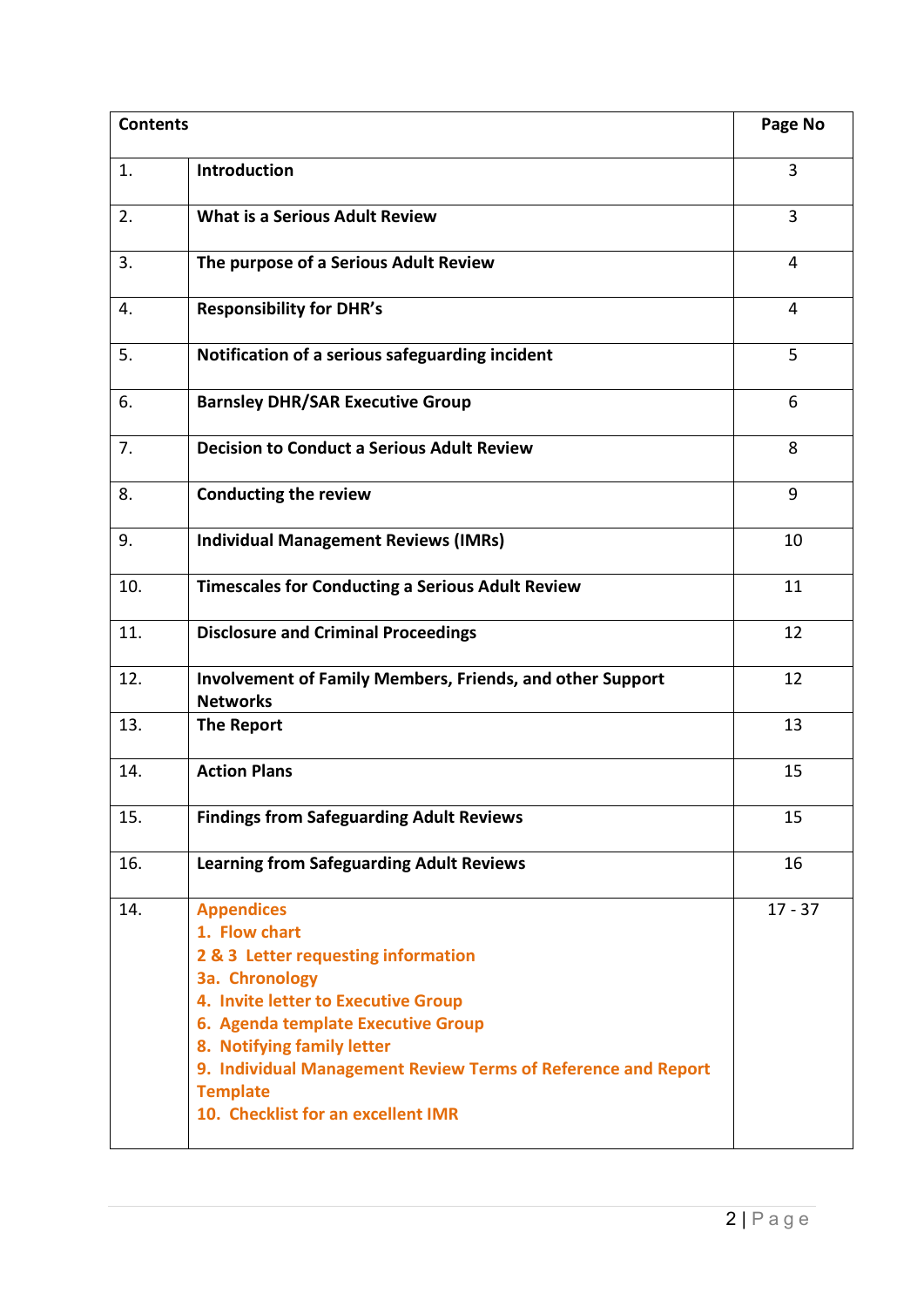| Contents | | Page No |
|---|---|---|
| 1. | **Introduction** | 3 |
| 2. | **What is a Serious Adult Review** | 3 |
| 3. | **The purpose of a Serious Adult Review** | 4 |
| 4. | **Responsibility for DHR's** | 4 |
| 5. | **Notification of a serious safeguarding incident** | 5 |
| 6. | **Barnsley DHR/SAR Executive Group** | 6 |
| 7. | **Decision to Conduct a Serious Adult Review** | 8 |
| 8. | **Conducting the review** | 9 |
| 9. | **Individual Management Reviews (IMRs)** | 10 |
| 10. | **Timescales for Conducting a Serious Adult Review** | 11 |
| 11. | **Disclosure and Criminal Proceedings** | 12 |
| 12. | **Involvement of Family Members, Friends, and other Support Networks** | 12 |
| 13. | **The Report** | 13 |
| 14. | **Action Plans** | 15 |
| 15. | **Findings from Safeguarding Adult Reviews** | 15 |
| 16. | **Learning from Safeguarding Adult Reviews** | 16 |
| 14. | **Appendices**<br>**1. Flow chart**<br>**2 & 3 Letter requesting information**<br>**3a. Chronology**<br>**4. Invite letter to Executive Group**<br>**6. Agenda template Executive Group**<br>**8. Notifying family letter**<br>**9. Individual Management Review Terms of Reference and Report Template**<br>**10. Checklist for an excellent IMR** | 17 - 37 |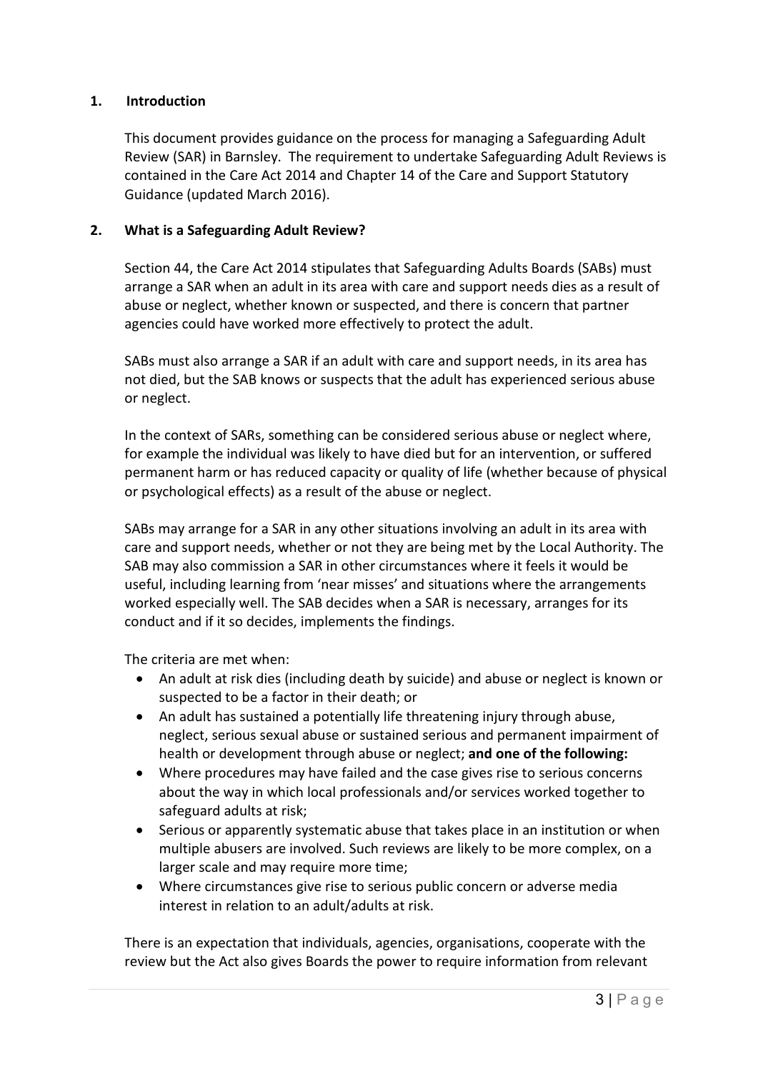## 1. Introduction

This document provides guidance on the process for managing a Safeguarding Adult Review (SAR) in Barnsley. The requirement to undertake Safeguarding Adult Reviews is contained in the Care Act 2014 and Chapter 14 of the Care and Support Statutory Guidance (updated March 2016).

## 2. What is a Safeguarding Adult Review?

Section 44, the Care Act 2014 stipulates that Safeguarding Adults Boards (SABs) must arrange a SAR when an adult in its area with care and support needs dies as a result of abuse or neglect, whether known or suspected, and there is concern that partner agencies could have worked more effectively to protect the adult.

SABs must also arrange a SAR if an adult with care and support needs, in its area has not died, but the SAB knows or suspects that the adult has experienced serious abuse or neglect.

In the context of SARs, something can be considered serious abuse or neglect where, for example the individual was likely to have died but for an intervention, or suffered permanent harm or has reduced capacity or quality of life (whether because of physical or psychological effects) as a result of the abuse or neglect.

SABs may arrange for a SAR in any other situations involving an adult in its area with care and support needs, whether or not they are being met by the Local Authority. The SAB may also commission a SAR in other circumstances where it feels it would be useful, including learning from 'near misses' and situations where the arrangements worked especially well. The SAB decides when a SAR is necessary, arranges for its conduct and if it so decides, implements the findings.

The criteria are met when:

- An adult at risk dies (including death by suicide) and abuse or neglect is known or suspected to be a factor in their death; or
- An adult has sustained a potentially life threatening injury through abuse, neglect, serious sexual abuse or sustained serious and permanent impairment of health or development through abuse or neglect; **and one of the following:**
- Where procedures may have failed and the case gives rise to serious concerns about the way in which local professionals and/or services worked together to safeguard adults at risk;
- Serious or apparently systematic abuse that takes place in an institution or when multiple abusers are involved. Such reviews are likely to be more complex, on a larger scale and may require more time;
- Where circumstances give rise to serious public concern or adverse media interest in relation to an adult/adults at risk.

There is an expectation that individuals, agencies, organisations, cooperate with the review but the Act also gives Boards the power to require information from relevant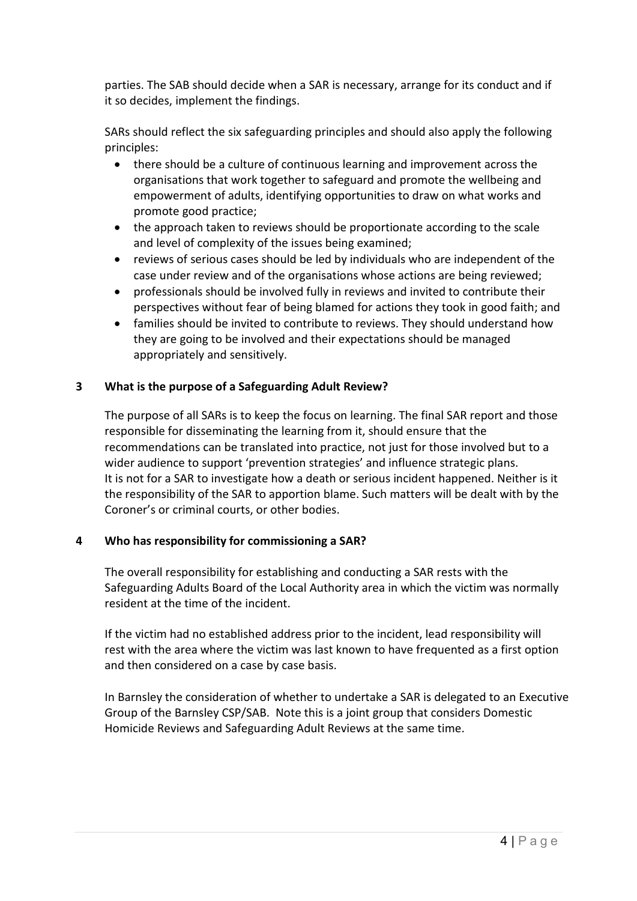parties. The SAB should decide when a SAR is necessary, arrange for its conduct and if it so decides, implement the findings.

SARs should reflect the six safeguarding principles and should also apply the following principles:

- there should be a culture of continuous learning and improvement across the organisations that work together to safeguard and promote the wellbeing and empowerment of adults, identifying opportunities to draw on what works and promote good practice;
- the approach taken to reviews should be proportionate according to the scale and level of complexity of the issues being examined;
- reviews of serious cases should be led by individuals who are independent of the case under review and of the organisations whose actions are being reviewed;
- professionals should be involved fully in reviews and invited to contribute their perspectives without fear of being blamed for actions they took in good faith; and
- families should be invited to contribute to reviews. They should understand how they are going to be involved and their expectations should be managed appropriately and sensitively.

## 3 What is the purpose of a Safeguarding Adult Review?

The purpose of all SARs is to keep the focus on learning. The final SAR report and those responsible for disseminating the learning from it, should ensure that the recommendations can be translated into practice, not just for those involved but to a wider audience to support 'prevention strategies' and influence strategic plans. It is not for a SAR to investigate how a death or serious incident happened. Neither is it the responsibility of the SAR to apportion blame. Such matters will be dealt with by the Coroner's or criminal courts, or other bodies.

## 4 Who has responsibility for commissioning a SAR?

The overall responsibility for establishing and conducting a SAR rests with the Safeguarding Adults Board of the Local Authority area in which the victim was normally resident at the time of the incident.

If the victim had no established address prior to the incident, lead responsibility will rest with the area where the victim was last known to have frequented as a first option and then considered on a case by case basis.

In Barnsley the consideration of whether to undertake a SAR is delegated to an Executive Group of the Barnsley CSP/SAB. Note this is a joint group that considers Domestic Homicide Reviews and Safeguarding Adult Reviews at the same time.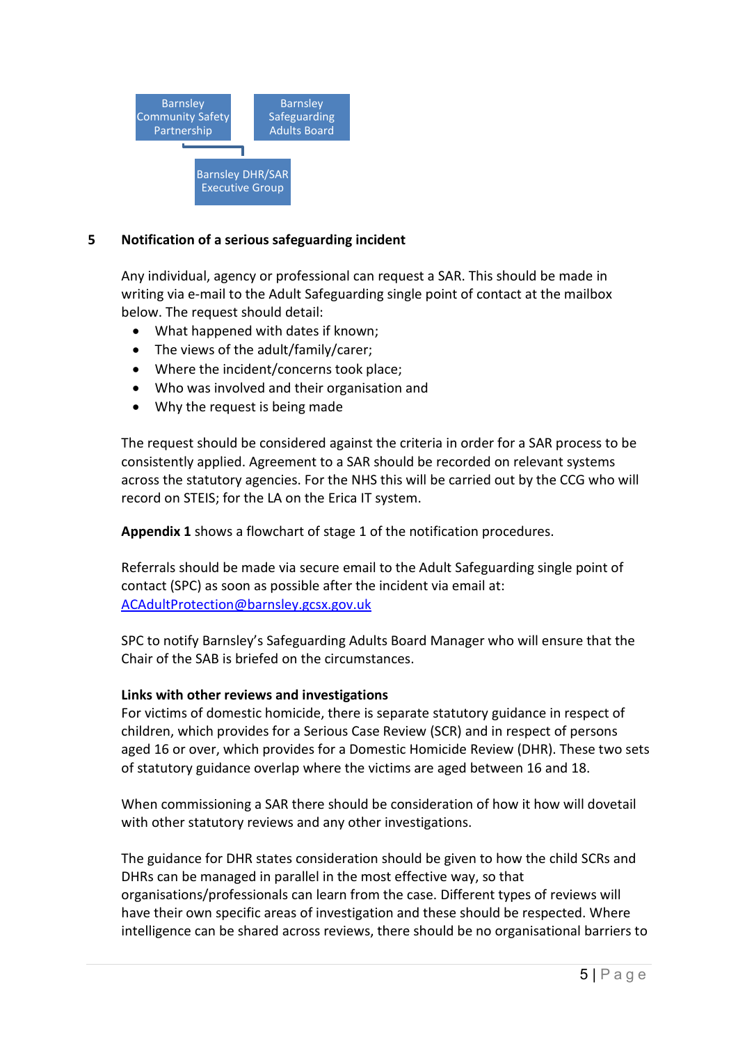Barsnley Community Safety Partnership

Barnsley Safeguarding Adults Board

Barnsley DHR/SAR Executive Group

## 5 Notification of a serious safeguarding incident

Any individual, agency or professional can request a SAR. This should be made in writing via e-mail to the Adult Safeguarding single point of contact at the mailbox below. The request should detail:

- What happened with dates if known;
- The views of the adult/family/carer;
- Where the incident/concerns took place;
- Who was involved and their organisation and
- Why the request is being made

The request should be considered against the criteria in order for a SAR process to be consistently applied. Agreement to a SAR should be recorded on relevant systems across the statutory agencies. For the NHS this will be carried out by the CCG who will record on STEIS; for the LA on the Erica IT system.

**Appendix 1** shows a flowchart of stage 1 of the notification procedures.

Referrals should be made via secure email to the Adult Safeguarding single point of contact (SPC) as soon as possible after the incident via email at: [ACAdultProtection@barnsley.gcsx.gov.uk](mailto:ACAdultProtection@barnsley.gcsx.gov.uk)

SPC to notify Barnsley's Safeguarding Adults Board Manager who will ensure that the Chair of the SAB is briefed on the circumstances.

**Links with other reviews and investigations**

For victims of domestic homicide, there is separate statutory guidance in respect of children, which provides for a Serious Case Review (SCR) and in respect of persons aged 16 or over, which provides for a Domestic Homicide Review (DHR). These two sets of statutory guidance overlap where the victims are aged between 16 and 18.

When commissioning a SAR there should be consideration of how it how will dovetail with other statutory reviews and any other investigations.

The guidance for DHR states consideration should be given to how the child SCRs and DHRs can be managed in parallel in the most effective way, so that organisations/professionals can learn from the case. Different types of reviews will have their own specific areas of investigation and these should be respected. Where intelligence can be shared across reviews, there should be no organisational barriers to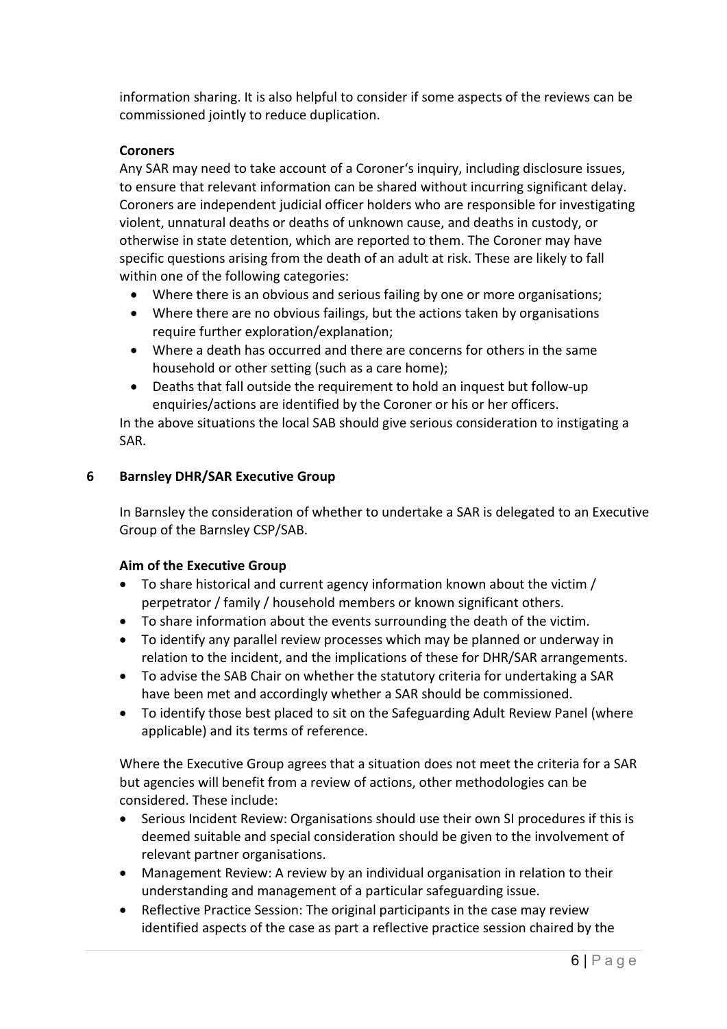information sharing. It is also helpful to consider if some aspects of the reviews can be commissioned jointly to reduce duplication.

**Coroners**

Any SAR may need to take account of a Coroner's inquiry, including disclosure issues, to ensure that relevant information can be shared without incurring significant delay. Coroners are independent judicial officer holders who are responsible for investigating violent, unnatural deaths or deaths of unknown cause, and deaths in custody, or otherwise in state detention, which are reported to them. The Coroner may have specific questions arising from the death of an adult at risk. These are likely to fall within one of the following categories:

- Where there is an obvious and serious failing by one or more organisations;
- Where there are no obvious failings, but the actions taken by organisations require further exploration/explanation;
- Where a death has occurred and there are concerns for others in the same household or other setting (such as a care home);
- Deaths that fall outside the requirement to hold an inquest but follow-up enquiries/actions are identified by the Coroner or his or her officers.

In the above situations the local SAB should give serious consideration to instigating a SAR.

## 6 Barnsley DHR/SAR Executive Group

In Barnsley the consideration of whether to undertake a SAR is delegated to an Executive Group of the Barnsley CSP/SAB.

**Aim of the Executive Group**

- To share historical and current agency information known about the victim / perpetrator / family / household members or known significant others.
- To share information about the events surrounding the death of the victim.
- To identify any parallel review processes which may be planned or underway in relation to the incident, and the implications of these for DHR/SAR arrangements.
- To advise the SAB Chair on whether the statutory criteria for undertaking a SAR have been met and accordingly whether a SAR should be commissioned.
- To identify those best placed to sit on the Safeguarding Adult Review Panel (where applicable) and its terms of reference.

Where the Executive Group agrees that a situation does not meet the criteria for a SAR but agencies will benefit from a review of actions, other methodologies can be considered. These include:

- Serious Incident Review: Organisations should use their own SI procedures if this is deemed suitable and special consideration should be given to the involvement of relevant partner organisations.
- Management Review: A review by an individual organisation in relation to their understanding and management of a particular safeguarding issue.
- Reflective Practice Session: The original participants in the case may review identified aspects of the case as part a reflective practice session chaired by the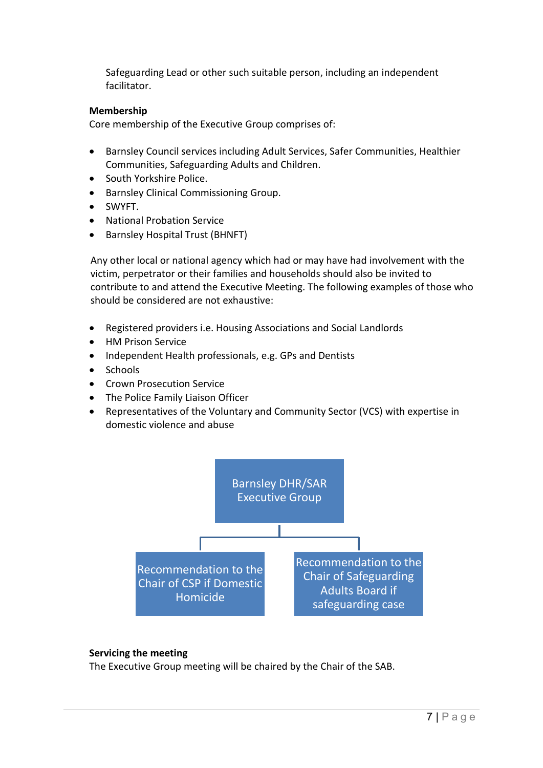Safeguarding Lead or other such suitable person, including an independent facilitator.

**Membership**

Core membership of the Executive Group comprises of:

- Barnsley Council services including Adult Services, Safer Communities, Healthier Communities, Safeguarding Adults and Children.
- South Yorkshire Police.
- Barnsley Clinical Commissioning Group.
- SWYFT.
- National Probation Service
- Barnsley Hospital Trust (BHNFT)

Any other local or national agency which had or may have had involvement with the victim, perpetrator or their families and households should also be invited to contribute to and attend the Executive Meeting. The following examples of those who should be considered are not exhaustive:

- Registered providers i.e. Housing Associations and Social Landlords
- HM Prison Service
- Independent Health professionals, e.g. GPs and Dentists
- Schools
- Crown Prosecution Service
- The Police Family Liaison Officer
- Representatives of the Voluntary and Community Sector (VCS) with expertise in domestic violence and abuse

Barnsley DHR/SAR Executive Group

- Recommendation to the Chair of CSP if Domestic Homicide
- Recommendation to the Chair of Safeguarding Adults Board if safeguarding case

**Servicing the meeting**

The Executive Group meeting will be chaired by the Chair of the SAB.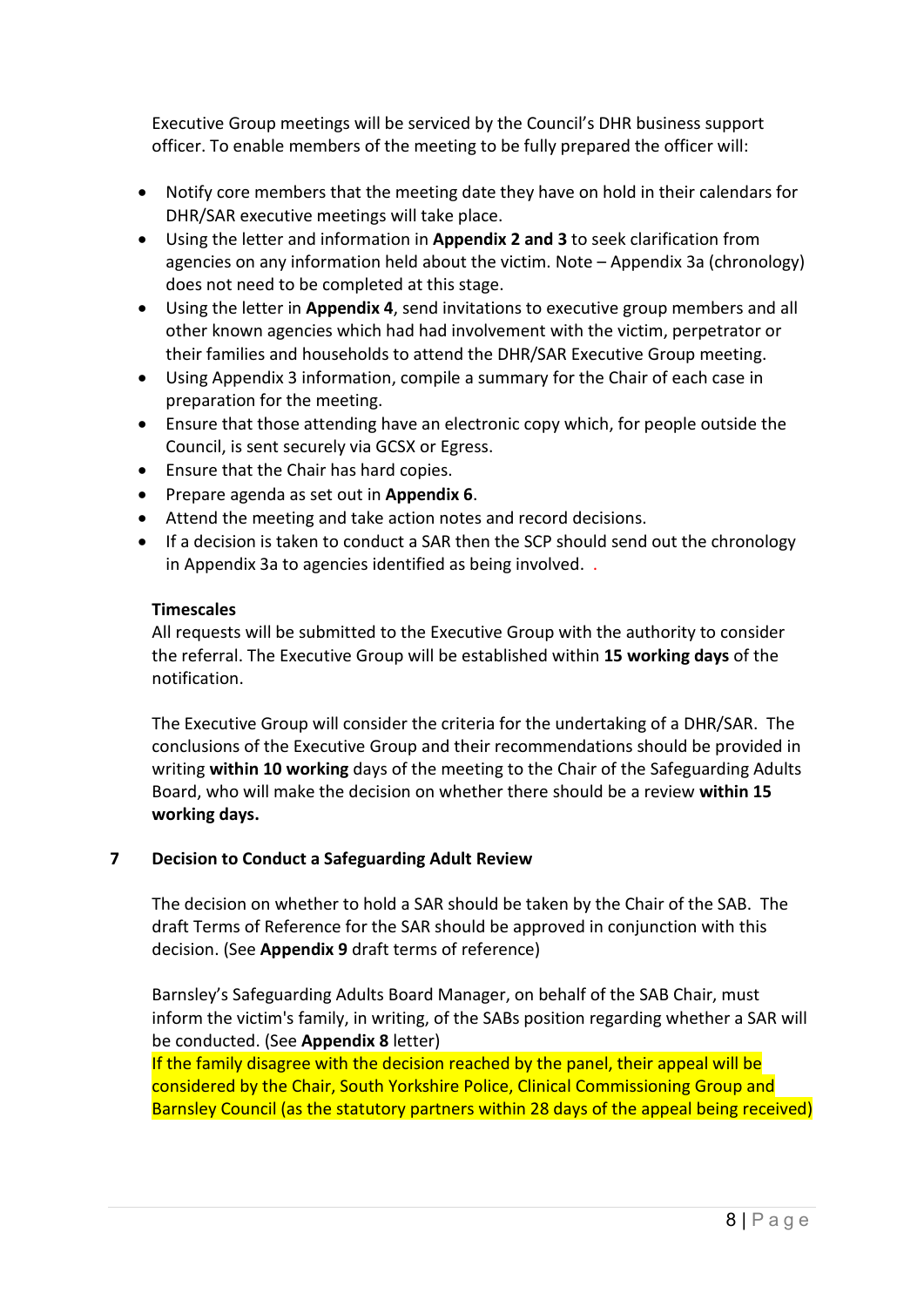Executive Group meetings will be serviced by the Council's DHR business support officer. To enable members of the meeting to be fully prepared the officer will:

- Notify core members that the meeting date they have on hold in their calendars for DHR/SAR executive meetings will take place.
- Using the letter and information in **Appendix 2 and 3** to seek clarification from agencies on any information held about the victim. Note – Appendix 3a (chronology) does not need to be completed at this stage.
- Using the letter in **Appendix 4**, send invitations to executive group members and all other known agencies which had had involvement with the victim, perpetrator or their families and households to attend the DHR/SAR Executive Group meeting.
- Using Appendix 3 information, compile a summary for the Chair of each case in preparation for the meeting.
- Ensure that those attending have an electronic copy which, for people outside the Council, is sent securely via GCSX or Egress.
- Ensure that the Chair has hard copies.
- Prepare agenda as set out in **Appendix 6**.
- Attend the meeting and take action notes and record decisions.
- If a decision is taken to conduct a SAR then the SCP should send out the chronology in Appendix 3a to agencies identified as being involved. .

**Timescales**

All requests will be submitted to the Executive Group with the authority to consider the referral. The Executive Group will be established within **15 working days** of the notification.

The Executive Group will consider the criteria for the undertaking of a DHR/SAR. The conclusions of the Executive Group and their recommendations should be provided in writing **within 10 working** days of the meeting to the Chair of the Safeguarding Adults Board, who will make the decision on whether there should be a review **within 15 working days.**

## 7 Decision to Conduct a Safeguarding Adult Review

The decision on whether to hold a SAR should be taken by the Chair of the SAB. The draft Terms of Reference for the SAR should be approved in conjunction with this decision. (See **Appendix 9** draft terms of reference)

Barnsley's Safeguarding Adults Board Manager, on behalf of the SAB Chair, must inform the victim's family, in writing, of the SABs position regarding whether a SAR will be conducted. (See **Appendix 8** letter)

If the family disagree with the decision reached by the panel, their appeal will be considered by the Chair, South Yorkshire Police, Clinical Commissioning Group and Barnsley Council (as the statutory partners within 28 days of the appeal being received)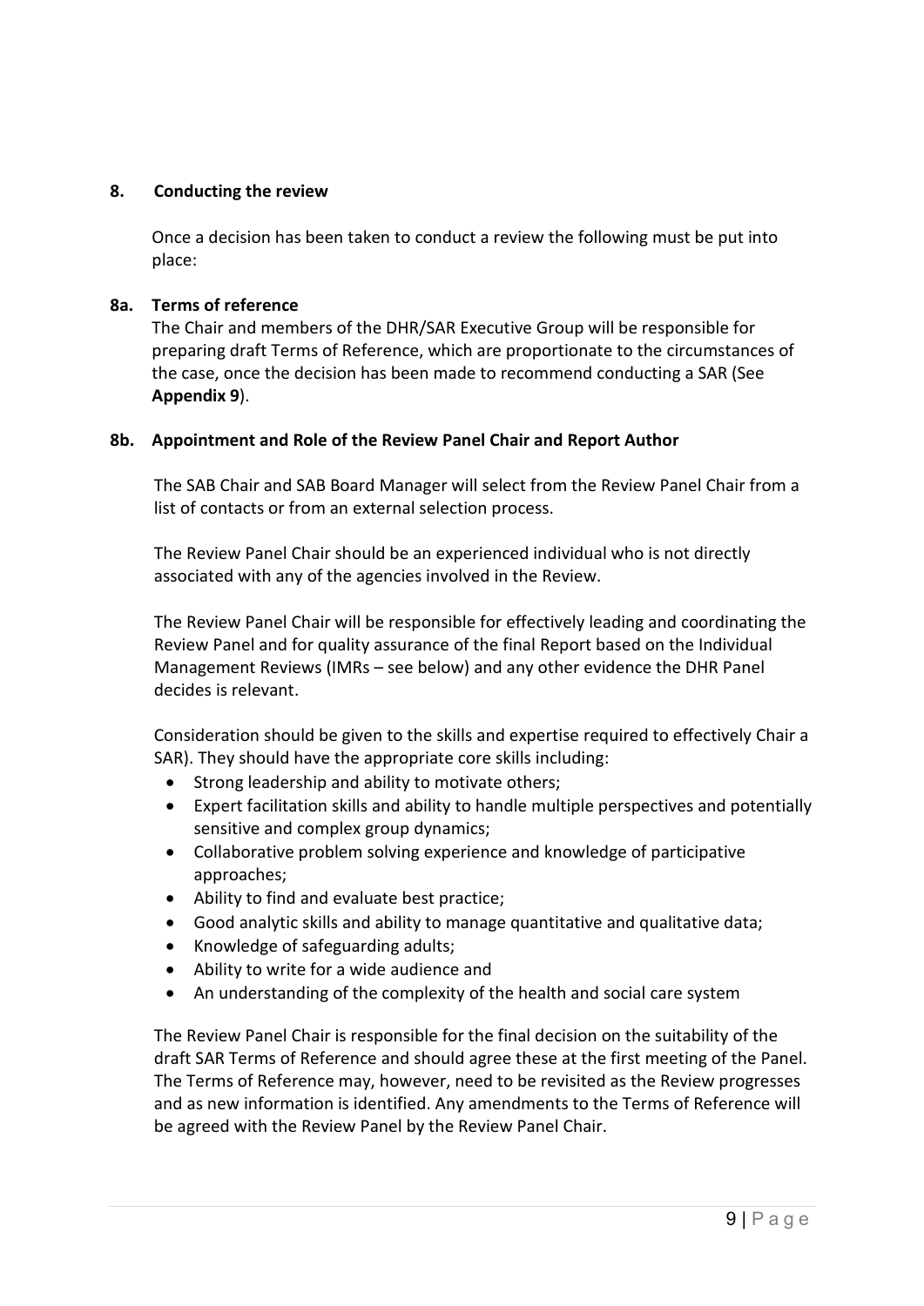## 8. Conducting the review

Once a decision has been taken to conduct a review the following must be put into place:

### 8a. Terms of reference

The Chair and members of the DHR/SAR Executive Group will be responsible for preparing draft Terms of Reference, which are proportionate to the circumstances of the case, once the decision has been made to recommend conducting a SAR (See **Appendix 9**).

### 8b. Appointment and Role of the Review Panel Chair and Report Author

The SAB Chair and SAB Board Manager will select from the Review Panel Chair from a list of contacts or from an external selection process.

The Review Panel Chair should be an experienced individual who is not directly associated with any of the agencies involved in the Review.

The Review Panel Chair will be responsible for effectively leading and coordinating the Review Panel and for quality assurance of the final Report based on the Individual Management Reviews (IMRs – see below) and any other evidence the DHR Panel decides is relevant.

Consideration should be given to the skills and expertise required to effectively Chair a SAR). They should have the appropriate core skills including:

- Strong leadership and ability to motivate others;
- Expert facilitation skills and ability to handle multiple perspectives and potentially sensitive and complex group dynamics;
- Collaborative problem solving experience and knowledge of participative approaches;
- Ability to find and evaluate best practice;
- Good analytic skills and ability to manage quantitative and qualitative data;
- Knowledge of safeguarding adults;
- Ability to write for a wide audience and
- An understanding of the complexity of the health and social care system

The Review Panel Chair is responsible for the final decision on the suitability of the draft SAR Terms of Reference and should agree these at the first meeting of the Panel. The Terms of Reference may, however, need to be revisited as the Review progresses and as new information is identified. Any amendments to the Terms of Reference will be agreed with the Review Panel by the Review Panel Chair.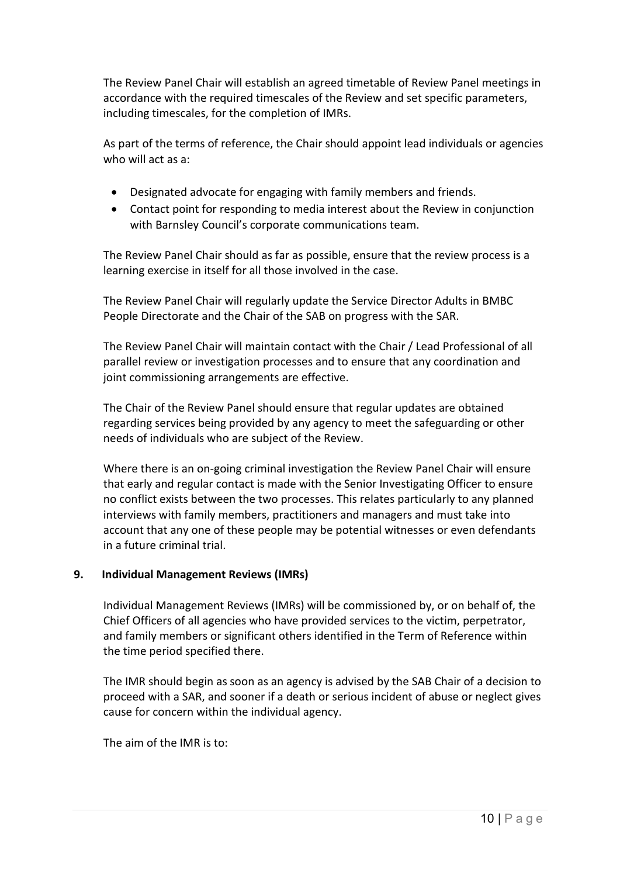The Review Panel Chair will establish an agreed timetable of Review Panel meetings in accordance with the required timescales of the Review and set specific parameters, including timescales, for the completion of IMRs.

As part of the terms of reference, the Chair should appoint lead individuals or agencies who will act as a:

- Designated advocate for engaging with family members and friends.
- Contact point for responding to media interest about the Review in conjunction with Barnsley Council's corporate communications team.

The Review Panel Chair should as far as possible, ensure that the review process is a learning exercise in itself for all those involved in the case.

The Review Panel Chair will regularly update the Service Director Adults in BMBC People Directorate and the Chair of the SAB on progress with the SAR.

The Review Panel Chair will maintain contact with the Chair / Lead Professional of all parallel review or investigation processes and to ensure that any coordination and joint commissioning arrangements are effective.

The Chair of the Review Panel should ensure that regular updates are obtained regarding services being provided by any agency to meet the safeguarding or other needs of individuals who are subject of the Review.

Where there is an on-going criminal investigation the Review Panel Chair will ensure that early and regular contact is made with the Senior Investigating Officer to ensure no conflict exists between the two processes. This relates particularly to any planned interviews with family members, practitioners and managers and must take into account that any one of these people may be potential witnesses or even defendants in a future criminal trial.

## 9. Individual Management Reviews (IMRs)

Individual Management Reviews (IMRs) will be commissioned by, or on behalf of, the Chief Officers of all agencies who have provided services to the victim, perpetrator, and family members or significant others identified in the Term of Reference within the time period specified there.

The IMR should begin as soon as an agency is advised by the SAB Chair of a decision to proceed with a SAR, and sooner if a death or serious incident of abuse or neglect gives cause for concern within the individual agency.

The aim of the IMR is to: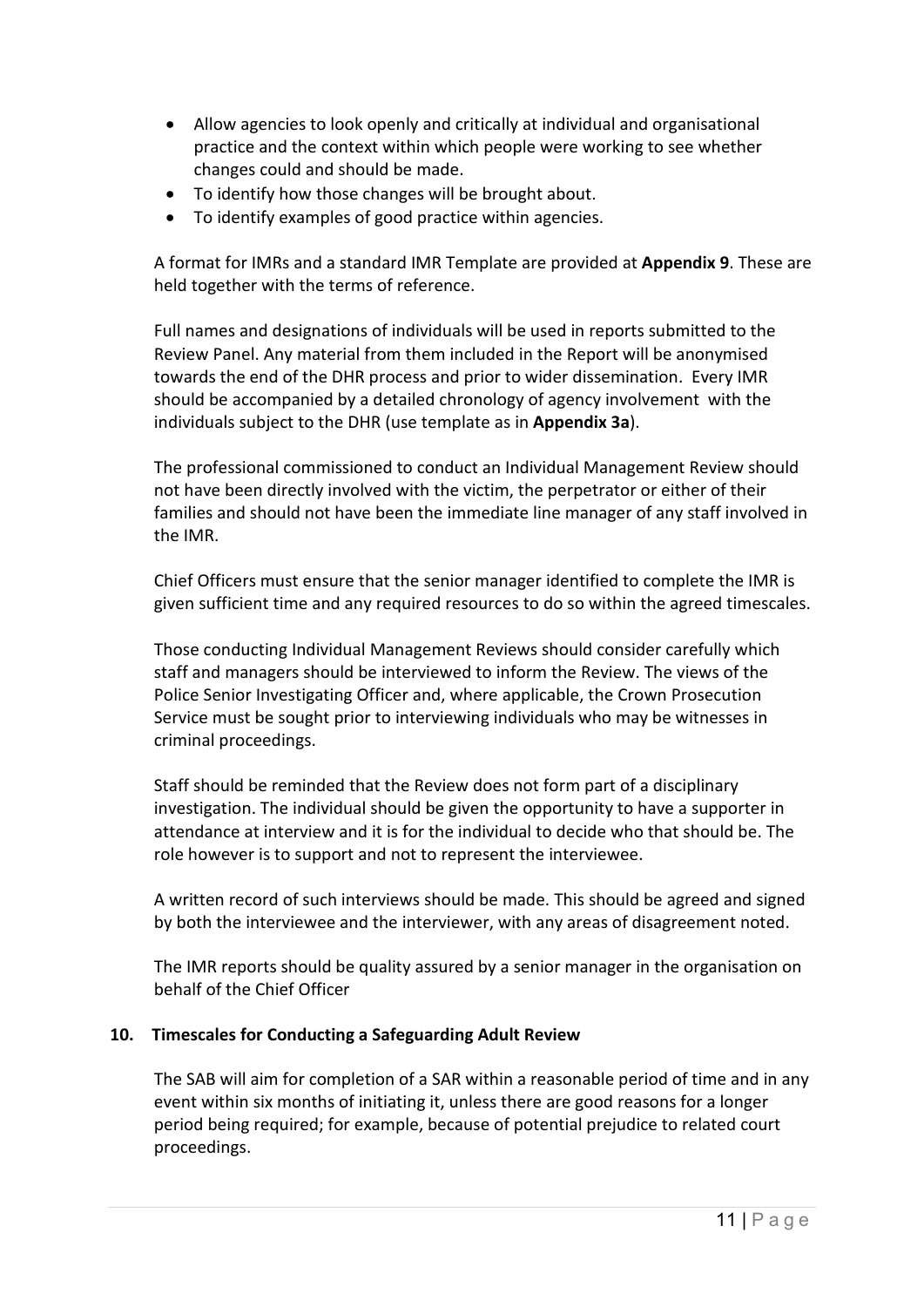- Allow agencies to look openly and critically at individual and organisational practice and the context within which people were working to see whether changes could and should be made.
- To identify how those changes will be brought about.
- To identify examples of good practice within agencies.

A format for IMRs and a standard IMR Template are provided at **Appendix 9**. These are held together with the terms of reference.

Full names and designations of individuals will be used in reports submitted to the Review Panel. Any material from them included in the Report will be anonymised towards the end of the DHR process and prior to wider dissemination. Every IMR should be accompanied by a detailed chronology of agency involvement with the individuals subject to the DHR (use template as in **Appendix 3a**).

The professional commissioned to conduct an Individual Management Review should not have been directly involved with the victim, the perpetrator or either of their families and should not have been the immediate line manager of any staff involved in the IMR.

Chief Officers must ensure that the senior manager identified to complete the IMR is given sufficient time and any required resources to do so within the agreed timescales.

Those conducting Individual Management Reviews should consider carefully which staff and managers should be interviewed to inform the Review. The views of the Police Senior Investigating Officer and, where applicable, the Crown Prosecution Service must be sought prior to interviewing individuals who may be witnesses in criminal proceedings.

Staff should be reminded that the Review does not form part of a disciplinary investigation. The individual should be given the opportunity to have a supporter in attendance at interview and it is for the individual to decide who that should be. The role however is to support and not to represent the interviewee.

A written record of such interviews should be made. This should be agreed and signed by both the interviewee and the interviewer, with any areas of disagreement noted.

The IMR reports should be quality assured by a senior manager in the organisation on behalf of the Chief Officer

## 10. Timescales for Conducting a Safeguarding Adult Review

The SAB will aim for completion of a SAR within a reasonable period of time and in any event within six months of initiating it, unless there are good reasons for a longer period being required; for example, because of potential prejudice to related court proceedings.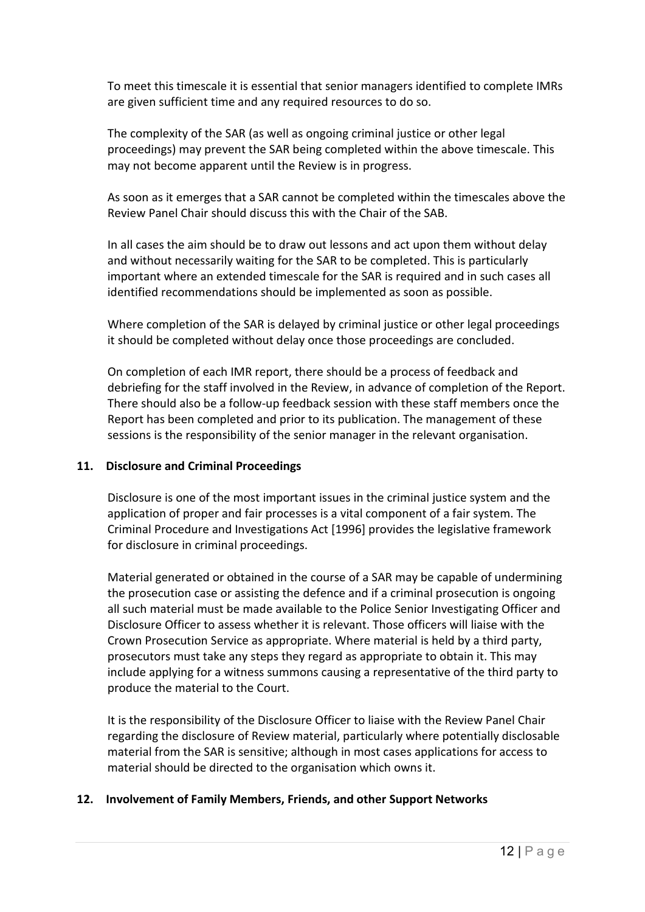To meet this timescale it is essential that senior managers identified to complete IMRs are given sufficient time and any required resources to do so.

The complexity of the SAR (as well as ongoing criminal justice or other legal proceedings) may prevent the SAR being completed within the above timescale. This may not become apparent until the Review is in progress.

As soon as it emerges that a SAR cannot be completed within the timescales above the Review Panel Chair should discuss this with the Chair of the SAB.

In all cases the aim should be to draw out lessons and act upon them without delay and without necessarily waiting for the SAR to be completed. This is particularly important where an extended timescale for the SAR is required and in such cases all identified recommendations should be implemented as soon as possible.

Where completion of the SAR is delayed by criminal justice or other legal proceedings it should be completed without delay once those proceedings are concluded.

On completion of each IMR report, there should be a process of feedback and debriefing for the staff involved in the Review, in advance of completion of the Report. There should also be a follow-up feedback session with these staff members once the Report has been completed and prior to its publication. The management of these sessions is the responsibility of the senior manager in the relevant organisation.

## 11. Disclosure and Criminal Proceedings

Disclosure is one of the most important issues in the criminal justice system and the application of proper and fair processes is a vital component of a fair system. The Criminal Procedure and Investigations Act [1996] provides the legislative framework for disclosure in criminal proceedings.

Material generated or obtained in the course of a SAR may be capable of undermining the prosecution case or assisting the defence and if a criminal prosecution is ongoing all such material must be made available to the Police Senior Investigating Officer and Disclosure Officer to assess whether it is relevant. Those officers will liaise with the Crown Prosecution Service as appropriate. Where material is held by a third party, prosecutors must take any steps they regard as appropriate to obtain it. This may include applying for a witness summons causing a representative of the third party to produce the material to the Court.

It is the responsibility of the Disclosure Officer to liaise with the Review Panel Chair regarding the disclosure of Review material, particularly where potentially disclosable material from the SAR is sensitive; although in most cases applications for access to material should be directed to the organisation which owns it.

## 12. Involvement of Family Members, Friends, and other Support Networks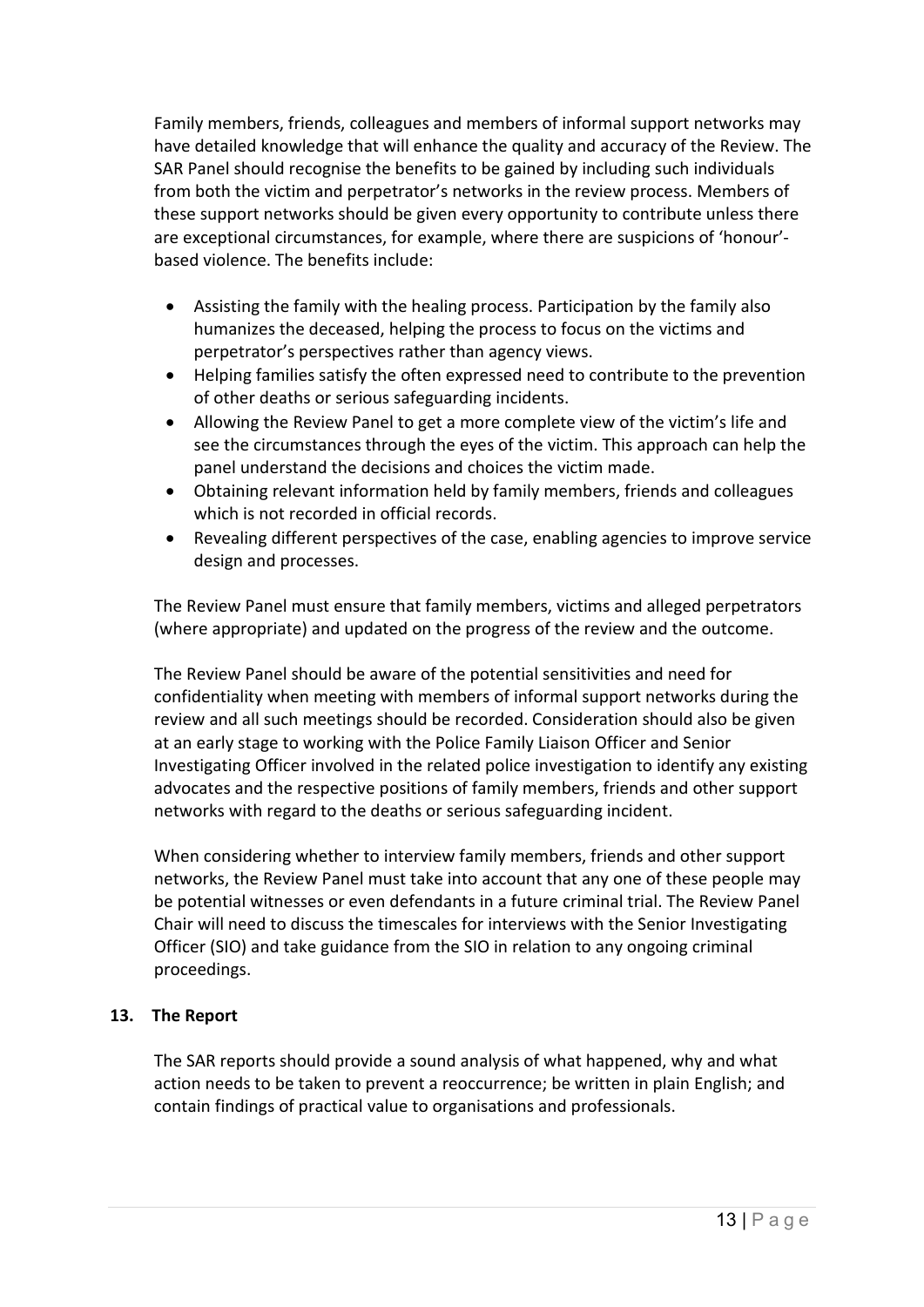Family members, friends, colleagues and members of informal support networks may have detailed knowledge that will enhance the quality and accuracy of the Review. The SAR Panel should recognise the benefits to be gained by including such individuals from both the victim and perpetrator's networks in the review process. Members of these support networks should be given every opportunity to contribute unless there are exceptional circumstances, for example, where there are suspicions of 'honour'-based violence. The benefits include:

- Assisting the family with the healing process. Participation by the family also humanizes the deceased, helping the process to focus on the victims and perpetrator's perspectives rather than agency views.
- Helping families satisfy the often expressed need to contribute to the prevention of other deaths or serious safeguarding incidents.
- Allowing the Review Panel to get a more complete view of the victim's life and see the circumstances through the eyes of the victim. This approach can help the panel understand the decisions and choices the victim made.
- Obtaining relevant information held by family members, friends and colleagues which is not recorded in official records.
- Revealing different perspectives of the case, enabling agencies to improve service design and processes.

The Review Panel must ensure that family members, victims and alleged perpetrators (where appropriate) and updated on the progress of the review and the outcome.

The Review Panel should be aware of the potential sensitivities and need for confidentiality when meeting with members of informal support networks during the review and all such meetings should be recorded. Consideration should also be given at an early stage to working with the Police Family Liaison Officer and Senior Investigating Officer involved in the related police investigation to identify any existing advocates and the respective positions of family members, friends and other support networks with regard to the deaths or serious safeguarding incident.

When considering whether to interview family members, friends and other support networks, the Review Panel must take into account that any one of these people may be potential witnesses or even defendants in a future criminal trial. The Review Panel Chair will need to discuss the timescales for interviews with the Senior Investigating Officer (SIO) and take guidance from the SIO in relation to any ongoing criminal proceedings.

## 13. The Report

The SAR reports should provide a sound analysis of what happened, why and what action needs to be taken to prevent a reoccurrence; be written in plain English; and contain findings of practical value to organisations and professionals.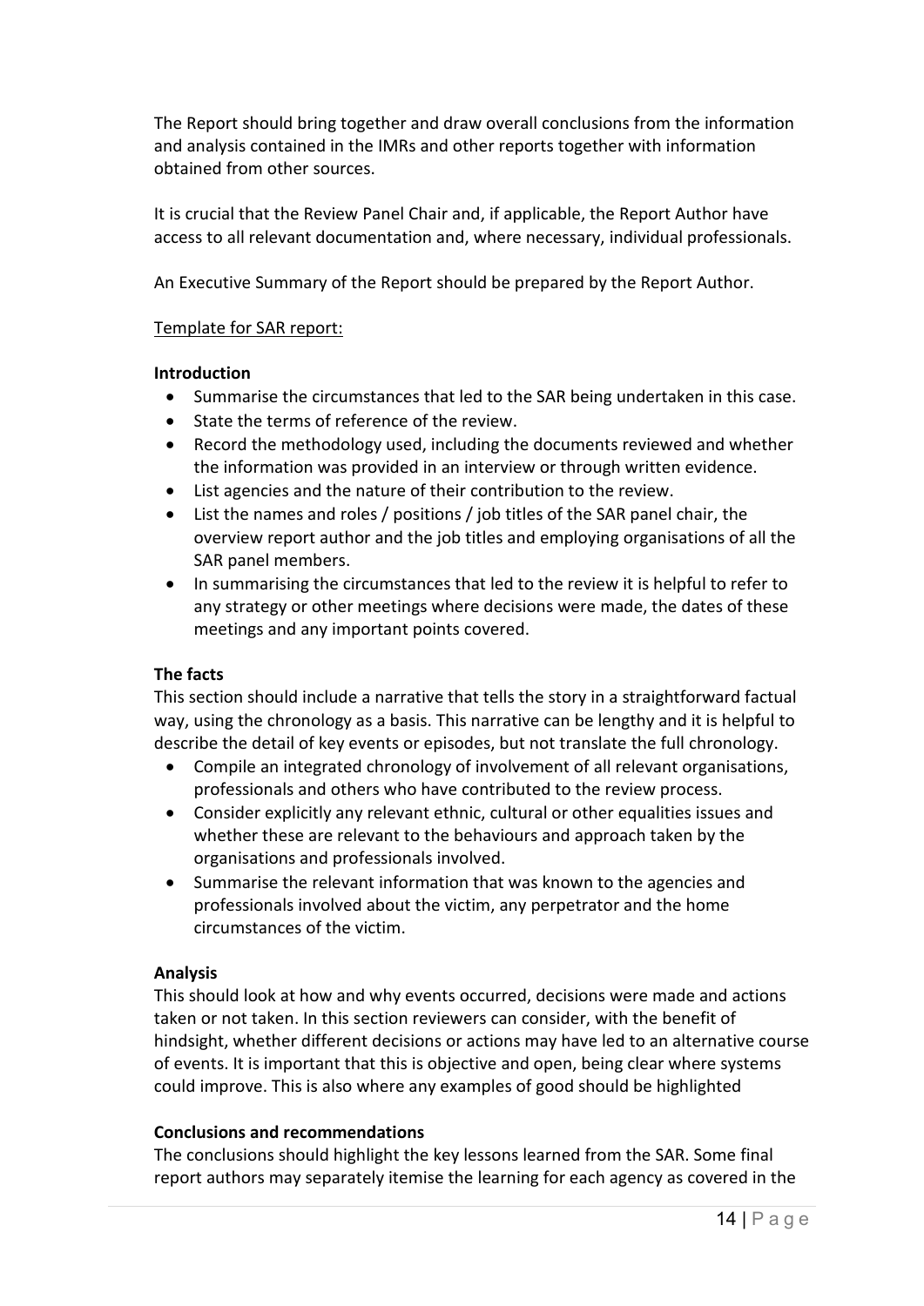The Report should bring together and draw overall conclusions from the information and analysis contained in the IMRs and other reports together with information obtained from other sources.

It is crucial that the Review Panel Chair and, if applicable, the Report Author have access to all relevant documentation and, where necessary, individual professionals.

An Executive Summary of the Report should be prepared by the Report Author.

Template for SAR report:

**Introduction**

- Summarise the circumstances that led to the SAR being undertaken in this case.
- State the terms of reference of the review.
- Record the methodology used, including the documents reviewed and whether the information was provided in an interview or through written evidence.
- List agencies and the nature of their contribution to the review.
- List the names and roles / positions / job titles of the SAR panel chair, the overview report author and the job titles and employing organisations of all the SAR panel members.
- In summarising the circumstances that led to the review it is helpful to refer to any strategy or other meetings where decisions were made, the dates of these meetings and any important points covered.

**The facts**

This section should include a narrative that tells the story in a straightforward factual way, using the chronology as a basis. This narrative can be lengthy and it is helpful to describe the detail of key events or episodes, but not translate the full chronology.

- Compile an integrated chronology of involvement of all relevant organisations, professionals and others who have contributed to the review process.
- Consider explicitly any relevant ethnic, cultural or other equalities issues and whether these are relevant to the behaviours and approach taken by the organisations and professionals involved.
- Summarise the relevant information that was known to the agencies and professionals involved about the victim, any perpetrator and the home circumstances of the victim.

**Analysis**

This should look at how and why events occurred, decisions were made and actions taken or not taken. In this section reviewers can consider, with the benefit of hindsight, whether different decisions or actions may have led to an alternative course of events. It is important that this is objective and open, being clear where systems could improve. This is also where any examples of good should be highlighted

**Conclusions and recommendations**

The conclusions should highlight the key lessons learned from the SAR. Some final report authors may separately itemise the learning for each agency as covered in the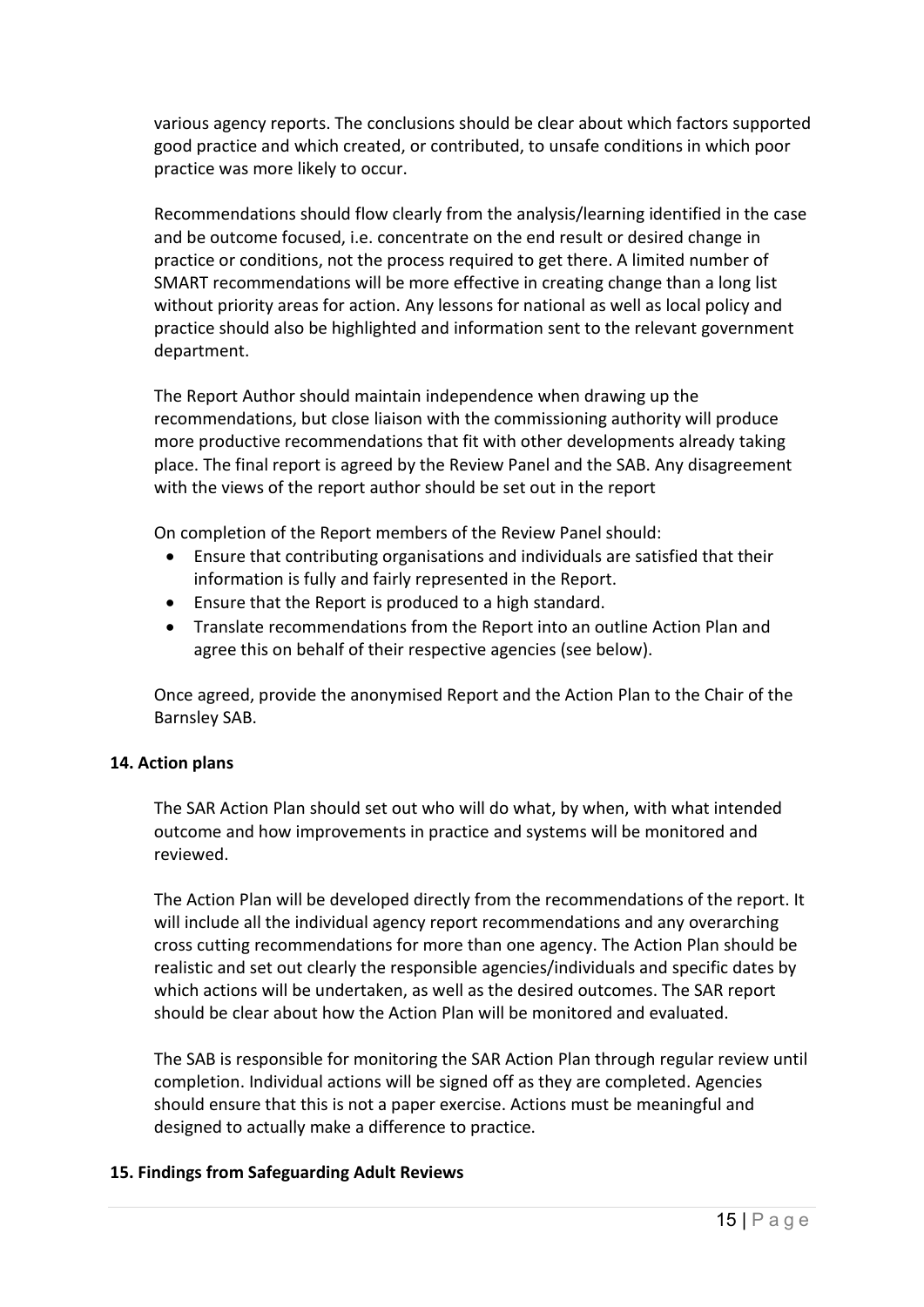various agency reports. The conclusions should be clear about which factors supported good practice and which created, or contributed, to unsafe conditions in which poor practice was more likely to occur.

Recommendations should flow clearly from the analysis/learning identified in the case and be outcome focused, i.e. concentrate on the end result or desired change in practice or conditions, not the process required to get there. A limited number of SMART recommendations will be more effective in creating change than a long list without priority areas for action. Any lessons for national as well as local policy and practice should also be highlighted and information sent to the relevant government department.

The Report Author should maintain independence when drawing up the recommendations, but close liaison with the commissioning authority will produce more productive recommendations that fit with other developments already taking place. The final report is agreed by the Review Panel and the SAB. Any disagreement with the views of the report author should be set out in the report

On completion of the Report members of the Review Panel should:

- Ensure that contributing organisations and individuals are satisfied that their information is fully and fairly represented in the Report.
- Ensure that the Report is produced to a high standard.
- Translate recommendations from the Report into an outline Action Plan and agree this on behalf of their respective agencies (see below).

Once agreed, provide the anonymised Report and the Action Plan to the Chair of the Barnsley SAB.

**14. Action plans**

The SAR Action Plan should set out who will do what, by when, with what intended outcome and how improvements in practice and systems will be monitored and reviewed.

The Action Plan will be developed directly from the recommendations of the report. It will include all the individual agency report recommendations and any overarching cross cutting recommendations for more than one agency. The Action Plan should be realistic and set out clearly the responsible agencies/individuals and specific dates by which actions will be undertaken, as well as the desired outcomes. The SAR report should be clear about how the Action Plan will be monitored and evaluated.

The SAB is responsible for monitoring the SAR Action Plan through regular review until completion. Individual actions will be signed off as they are completed. Agencies should ensure that this is not a paper exercise. Actions must be meaningful and designed to actually make a difference to practice.

**15. Findings from Safeguarding Adult Reviews**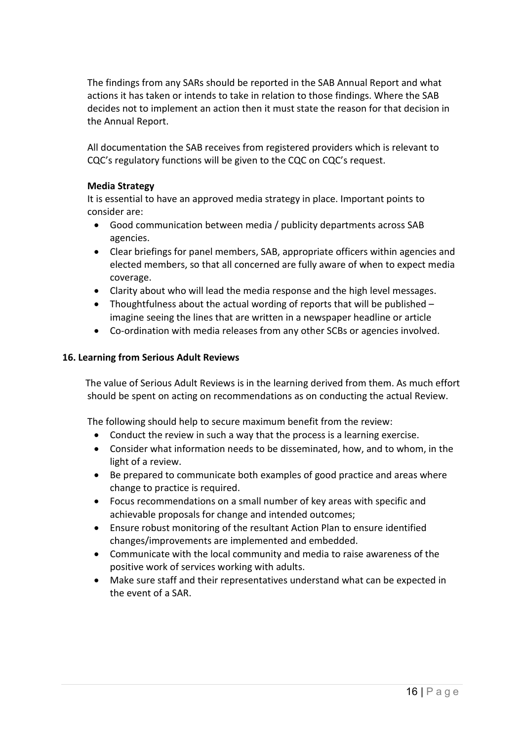The findings from any SARs should be reported in the SAB Annual Report and what actions it has taken or intends to take in relation to those findings. Where the SAB decides not to implement an action then it must state the reason for that decision in the Annual Report.

All documentation the SAB receives from registered providers which is relevant to CQC's regulatory functions will be given to the CQC on CQC's request.

**Media Strategy**

It is essential to have an approved media strategy in place. Important points to consider are:

- Good communication between media / publicity departments across SAB agencies.
- Clear briefings for panel members, SAB, appropriate officers within agencies and elected members, so that all concerned are fully aware of when to expect media coverage.
- Clarity about who will lead the media response and the high level messages.
- Thoughtfulness about the actual wording of reports that will be published – imagine seeing the lines that are written in a newspaper headline or article
- Co-ordination with media releases from any other SCBs or agencies involved.

## 16. Learning from Serious Adult Reviews

The value of Serious Adult Reviews is in the learning derived from them. As much effort should be spent on acting on recommendations as on conducting the actual Review.

The following should help to secure maximum benefit from the review:

- Conduct the review in such a way that the process is a learning exercise.
- Consider what information needs to be disseminated, how, and to whom, in the light of a review.
- Be prepared to communicate both examples of good practice and areas where change to practice is required.
- Focus recommendations on a small number of key areas with specific and achievable proposals for change and intended outcomes;
- Ensure robust monitoring of the resultant Action Plan to ensure identified changes/improvements are implemented and embedded.
- Communicate with the local community and media to raise awareness of the positive work of services working with adults.
- Make sure staff and their representatives understand what can be expected in the event of a SAR.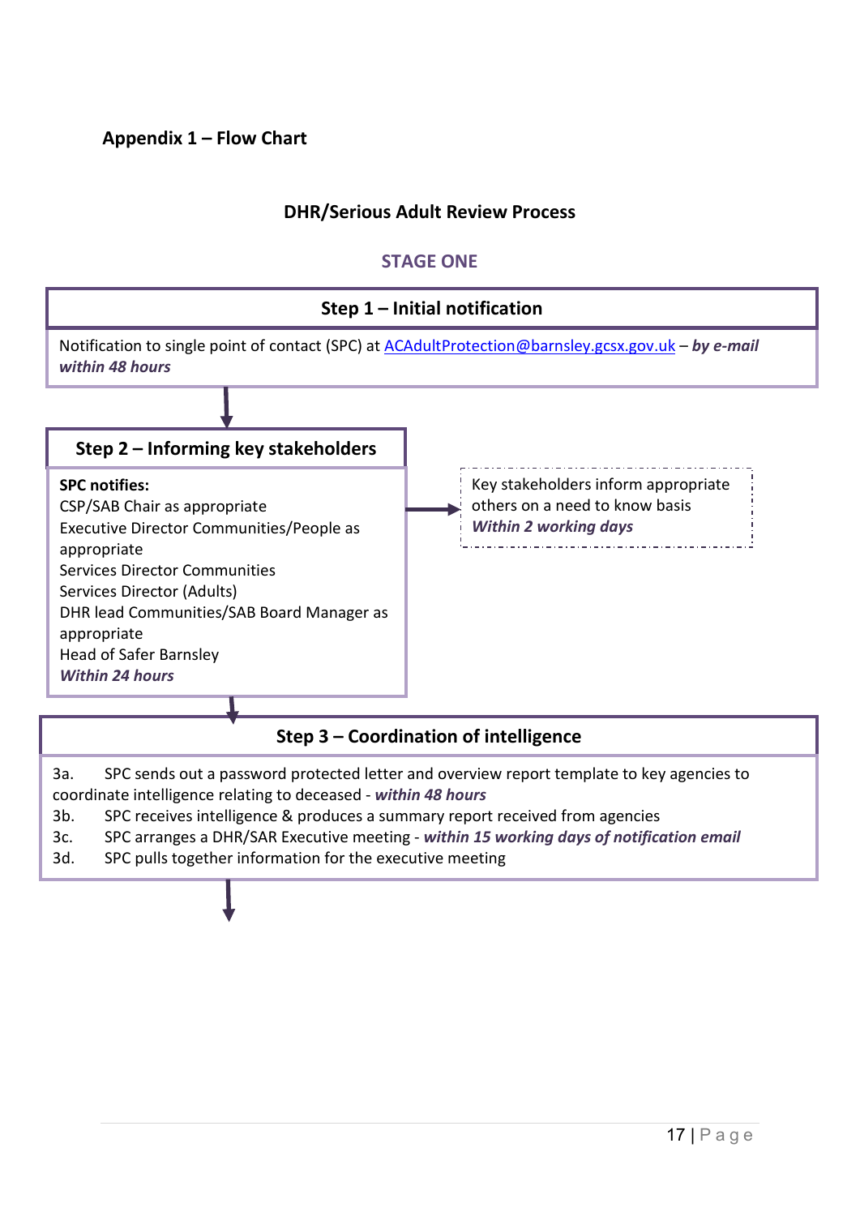**Appendix 1 – Flow Chart**

## DHR/Serious Adult Review Process

### STAGE ONE

#### Step 1 – Initial notification

Notification to single point of contact (SPC) at ACAdultProtection@barnsley.gcsx.gov.uk – ***by e-mail within 48 hours***

#### Step 2 – Informing key stakeholders

**SPC notifies:**
CSP/SAB Chair as appropriate
Executive Director Communities/People as appropriate
Services Director Communities
Services Director (Adults)
DHR lead Communities/SAB Board Manager as appropriate
Head of Safer Barnsley
***Within 24 hours***

Key stakeholders inform appropriate others on a need to know basis
***Within 2 working days***

#### Step 3 – Coordination of intelligence

3a. SPC sends out a password protected letter and overview report template to key agencies to coordinate intelligence relating to deceased - ***within 48 hours***
3b. SPC receives intelligence & produces a summary report received from agencies
3c. SPC arranges a DHR/SAR Executive meeting - ***within 15 working days of notification email***
3d. SPC pulls together information for the executive meeting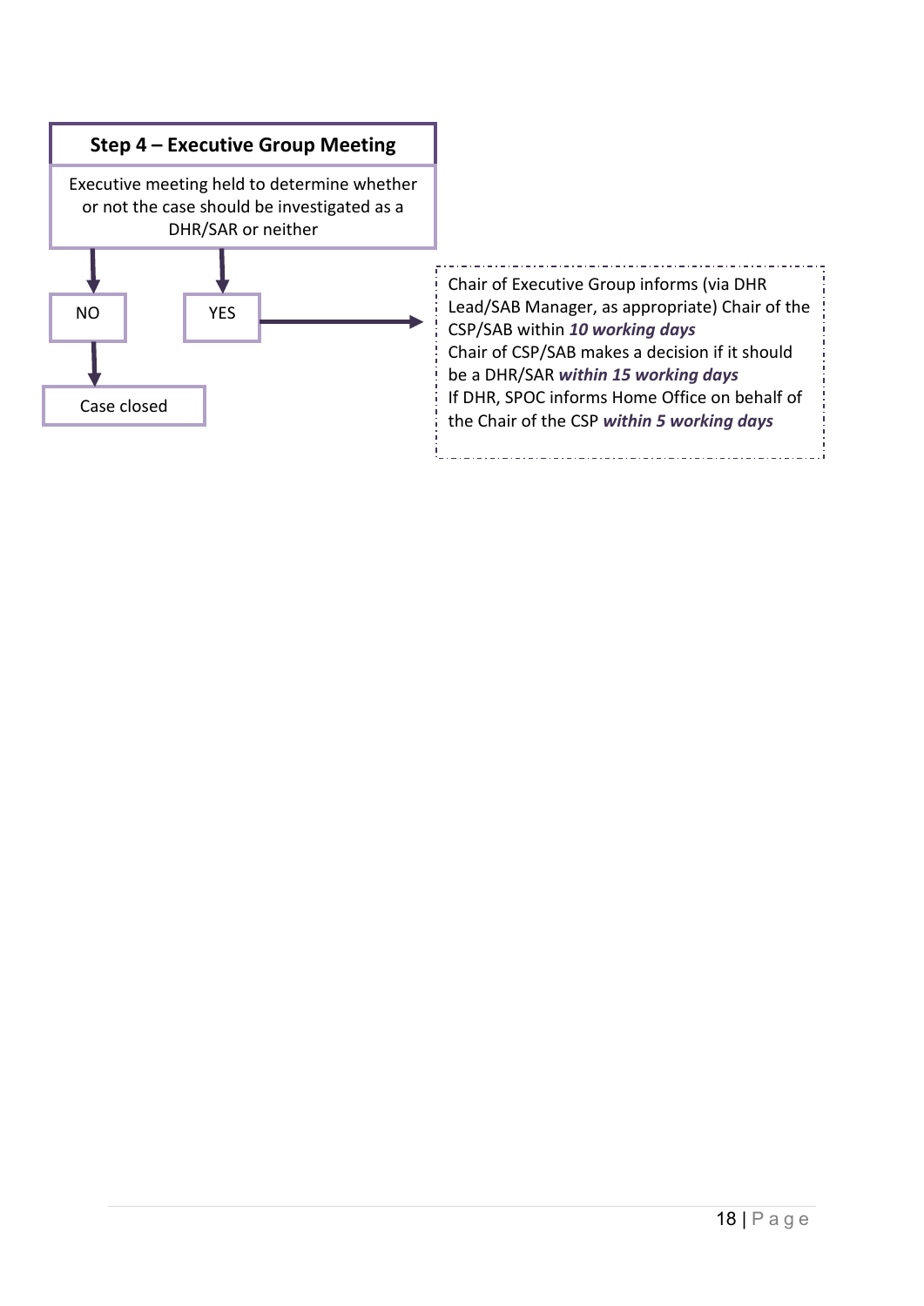**Step 4 – Executive Group Meeting**

Executive meeting held to determine whether or not the case should be investigated as a DHR/SAR or neither

- **NO** → Case closed
- **YES** →

Chair of Executive Group informs (via DHR Lead/SAB Manager, as appropriate) Chair of the CSP/SAB within ***10 working days***

Chair of CSP/SAB makes a decision if it should be a DHR/SAR ***within 15 working days***

If DHR, SPOC informs Home Office on behalf of the Chair of the CSP ***within 5 working days***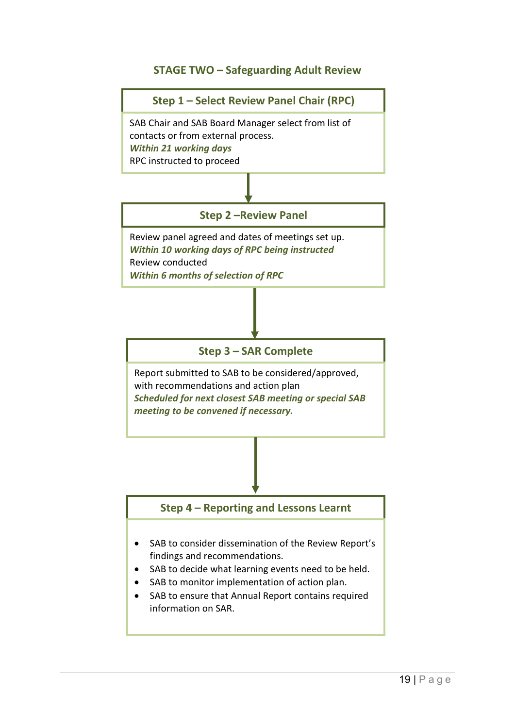## STAGE TWO – Safeguarding Adult Review

### Step 1 – Select Review Panel Chair (RPC)

SAB Chair and SAB Board Manager select from list of contacts or from external process.
***Within 21 working days***
RPC instructed to proceed

### Step 2 –Review Panel

Review panel agreed and dates of meetings set up.
***Within 10 working days of RPC being instructed***
Review conducted
***Within 6 months of selection of RPC***

### Step 3 – SAR Complete

Report submitted to SAB to be considered/approved, with recommendations and action plan
***Scheduled for next closest SAB meeting or special SAB meeting to be convened if necessary.***

### Step 4 – Reporting and Lessons Learnt

- SAB to consider dissemination of the Review Report's findings and recommendations.
- SAB to decide what learning events need to be held.
- SAB to monitor implementation of action plan.
- SAB to ensure that Annual Report contains required information on SAR.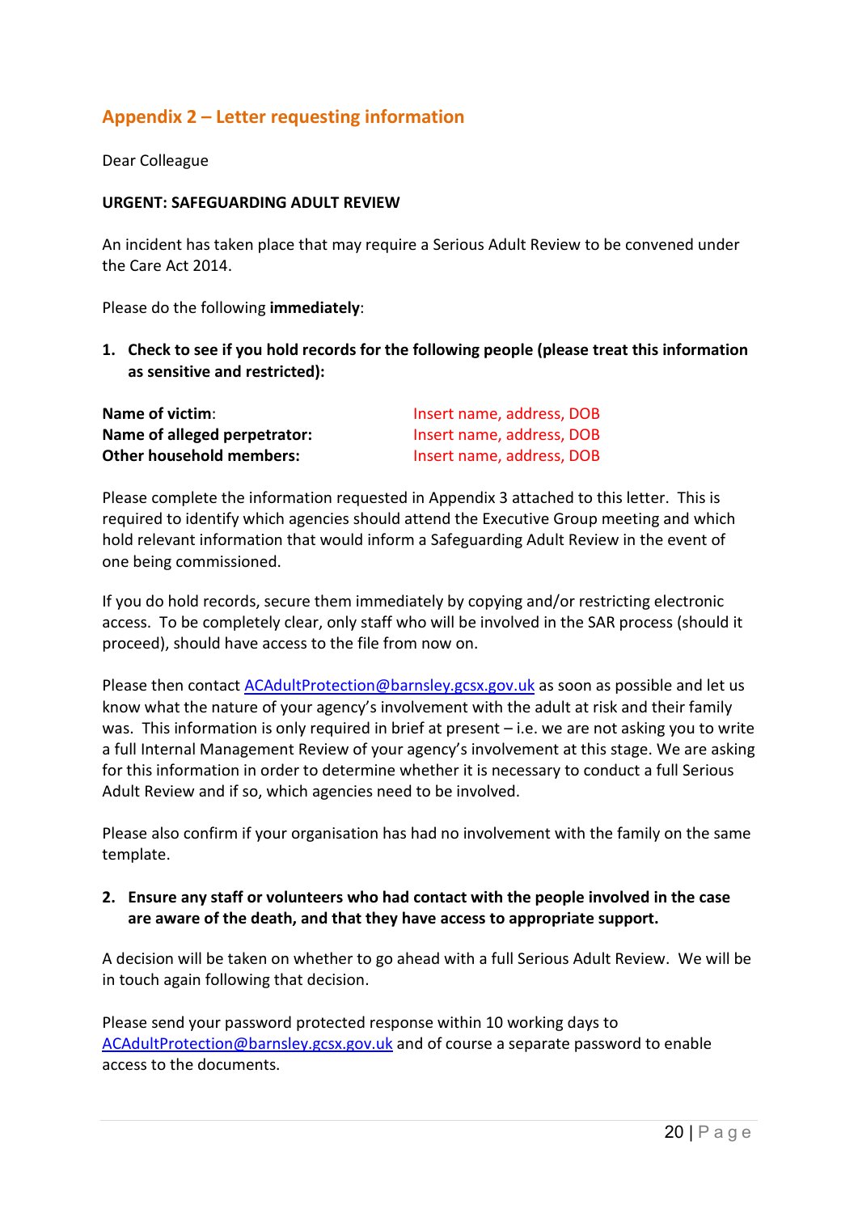## Appendix 2 – Letter requesting information

Dear Colleague

**URGENT: SAFEGUARDING ADULT REVIEW**

An incident has taken place that may require a Serious Adult Review to be convened under the Care Act 2014.

Please do the following **immediately**:

1. **Check to see if you hold records for the following people (please treat this information as sensitive and restricted):**

| | |
|---|---|
| **Name of victim**: | Insert name, address, DOB |
| **Name of alleged perpetrator:** | Insert name, address, DOB |
| **Other household members:** | Insert name, address, DOB |

Please complete the information requested in Appendix 3 attached to this letter. This is required to identify which agencies should attend the Executive Group meeting and which hold relevant information that would inform a Safeguarding Adult Review in the event of one being commissioned.

If you do hold records, secure them immediately by copying and/or restricting electronic access. To be completely clear, only staff who will be involved in the SAR process (should it proceed), should have access to the file from now on.

Please then contact ACAdultProtection@barnsley.gcsx.gov.uk as soon as possible and let us know what the nature of your agency's involvement with the adult at risk and their family was. This information is only required in brief at present – i.e. we are not asking you to write a full Internal Management Review of your agency's involvement at this stage. We are asking for this information in order to determine whether it is necessary to conduct a full Serious Adult Review and if so, which agencies need to be involved.

Please also confirm if your organisation has had no involvement with the family on the same template.

2. **Ensure any staff or volunteers who had contact with the people involved in the case are aware of the death, and that they have access to appropriate support.**

A decision will be taken on whether to go ahead with a full Serious Adult Review. We will be in touch again following that decision.

Please send your password protected response within 10 working days to ACAdultProtection@barnsley.gcsx.gov.uk and of course a separate password to enable access to the documents.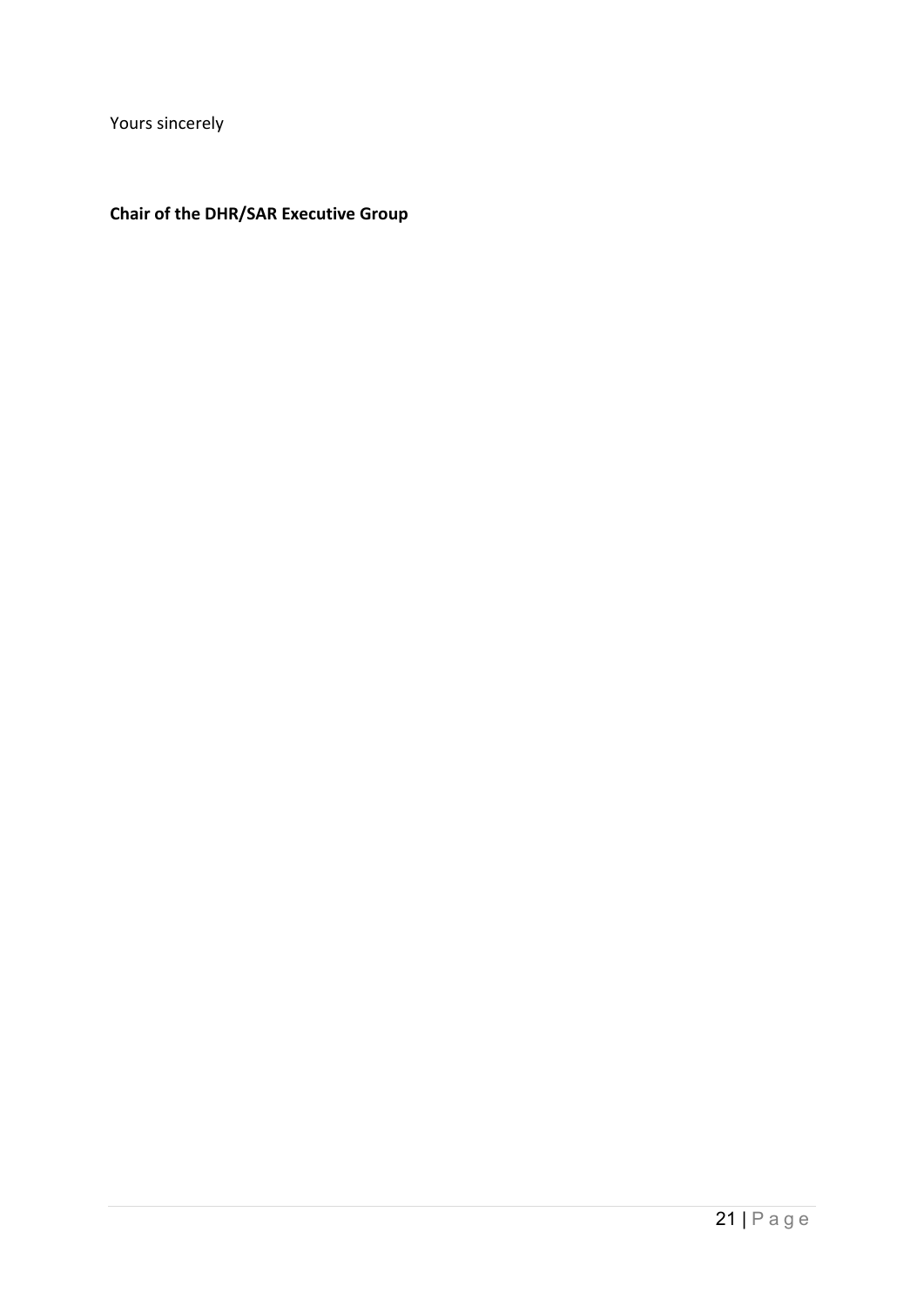Yours sincerely

**Chair of the DHR/SAR Executive Group**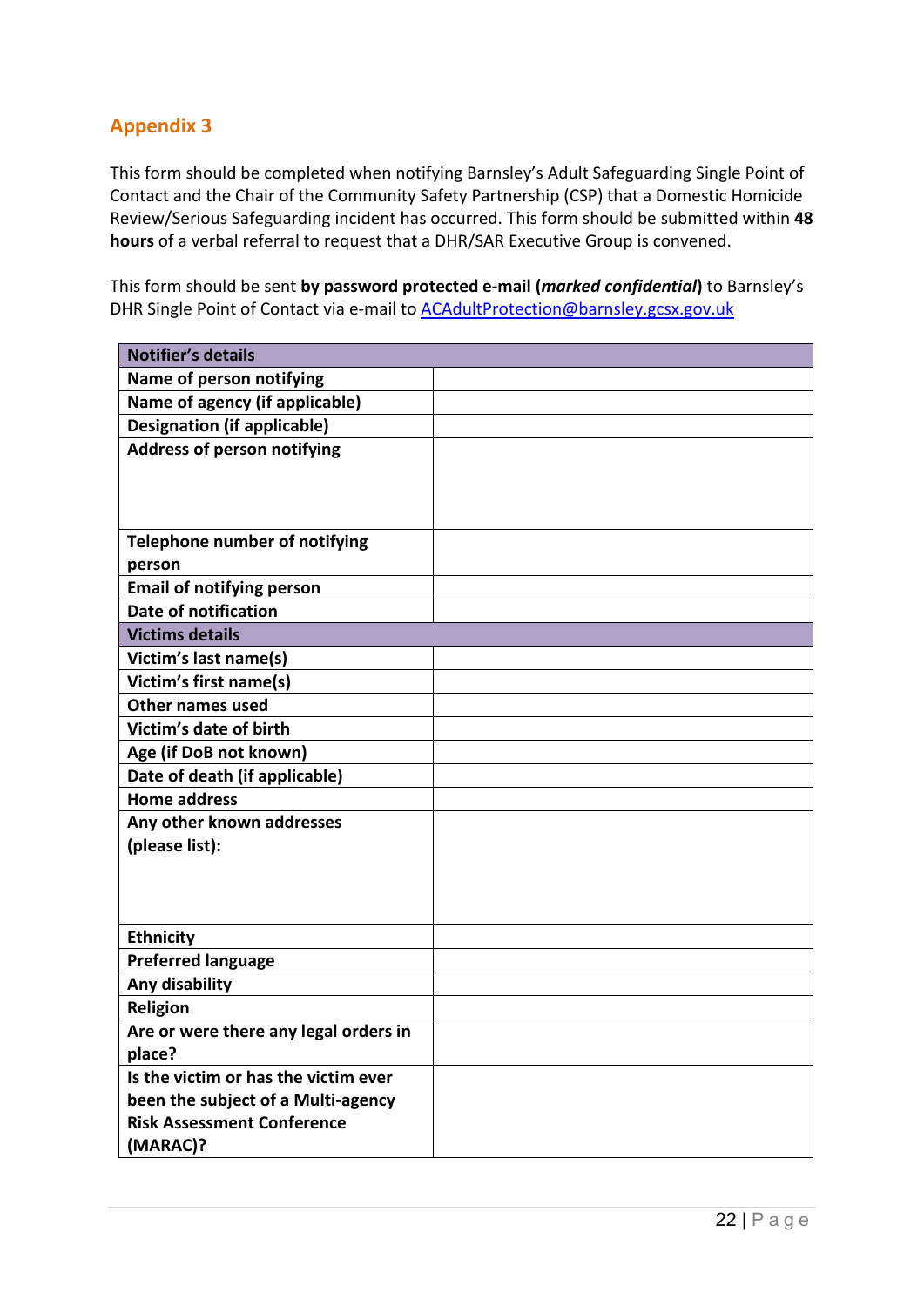## Appendix 3

This form should be completed when notifying Barnsley's Adult Safeguarding Single Point of Contact and the Chair of the Community Safety Partnership (CSP) that a Domestic Homicide Review/Serious Safeguarding incident has occurred. This form should be submitted within **48 hours** of a verbal referral to request that a DHR/SAR Executive Group is convened.

This form should be sent **by password protected e-mail (*marked confidential*)** to Barnsley's DHR Single Point of Contact via e-mail to [ACAdultProtection@barnsley.gcsx.gov.uk](mailto:ACAdultProtection@barnsley.gcsx.gov.uk)

| **Notifier's details** | |
|---|---|
| **Name of person notifying** | |
| **Name of agency (if applicable)** | |
| **Designation (if applicable)** | |
| **Address of person notifying** | |
| **Telephone number of notifying person** | |
| **Email of notifying person** | |
| **Date of notification** | |
| **Victims details** | |
| **Victim's last name(s)** | |
| **Victim's first name(s)** | |
| **Other names used** | |
| **Victim's date of birth** | |
| **Age (if DoB not known)** | |
| **Date of death (if applicable)** | |
| **Home address** | |
| **Any other known addresses (please list):** | |
| **Ethnicity** | |
| **Preferred language** | |
| **Any disability** | |
| **Religion** | |
| **Are or were there any legal orders in place?** | |
| **Is the victim or has the victim ever been the subject of a Multi-agency Risk Assessment Conference (MARAC)?** | |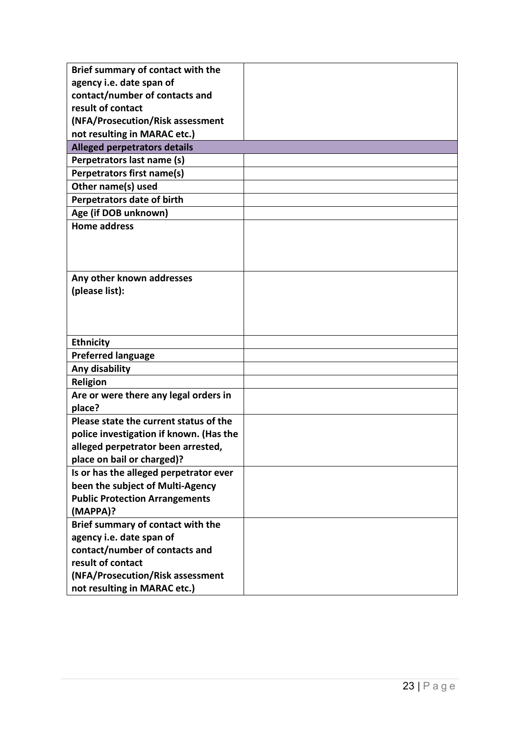| | |
|---|---|
| **Brief summary of contact with the agency i.e. date span of contact/number of contacts and result of contact (NFA/Prosecution/Risk assessment not resulting in MARAC etc.)** | |
| **Alleged perpetrators details** | |
| **Perpetrators last name (s)** | |
| **Perpetrators first name(s)** | |
| **Other name(s) used** | |
| **Perpetrators date of birth** | |
| **Age (if DOB unknown)** | |
| **Home address** | |
| **Any other known addresses (please list):** | |
| **Ethnicity** | |
| **Preferred language** | |
| **Any disability** | |
| **Religion** | |
| **Are or were there any legal orders in place?** | |
| **Please state the current status of the police investigation if known. (Has the alleged perpetrator been arrested, place on bail or charged)?** | |
| **Is or has the alleged perpetrator ever been the subject of Multi-Agency Public Protection Arrangements (MAPPA)?** | |
| **Brief summary of contact with the agency i.e. date span of contact/number of contacts and result of contact (NFA/Prosecution/Risk assessment not resulting in MARAC etc.)** | |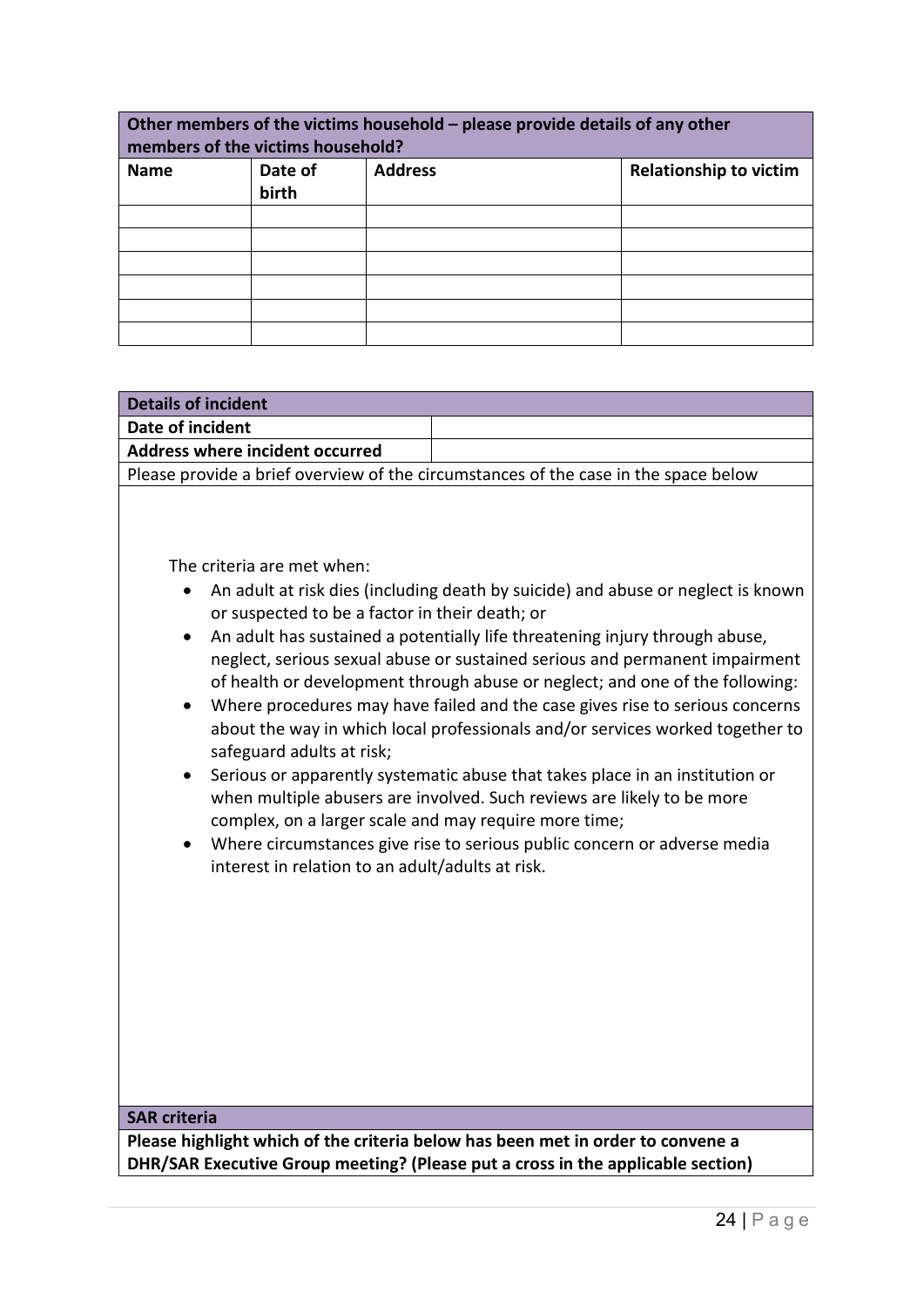| Other members of the victims household – please provide details of any other members of the victims household? | | | |
|---|---|---|---|
| **Name** | **Date of birth** | **Address** | **Relationship to victim** |
| | | | |
| | | | |
| | | | |
| | | | |
| | | | |
| | | | |

| **Details of incident** | |
|---|---|
| **Date of incident** | |
| **Address where incident occurred** | |

Please provide a brief overview of the circumstances of the case in the space below

The criteria are met when:

- An adult at risk dies (including death by suicide) and abuse or neglect is known or suspected to be a factor in their death; or
- An adult has sustained a potentially life threatening injury through abuse, neglect, serious sexual abuse or sustained serious and permanent impairment of health or development through abuse or neglect; and one of the following:
- Where procedures may have failed and the case gives rise to serious concerns about the way in which local professionals and/or services worked together to safeguard adults at risk;
- Serious or apparently systematic abuse that takes place in an institution or when multiple abusers are involved. Such reviews are likely to be more complex, on a larger scale and may require more time;
- Where circumstances give rise to serious public concern or adverse media interest in relation to an adult/adults at risk.

**SAR criteria**

**Please highlight which of the criteria below has been met in order to convene a DHR/SAR Executive Group meeting? (Please put a cross in the applicable section)**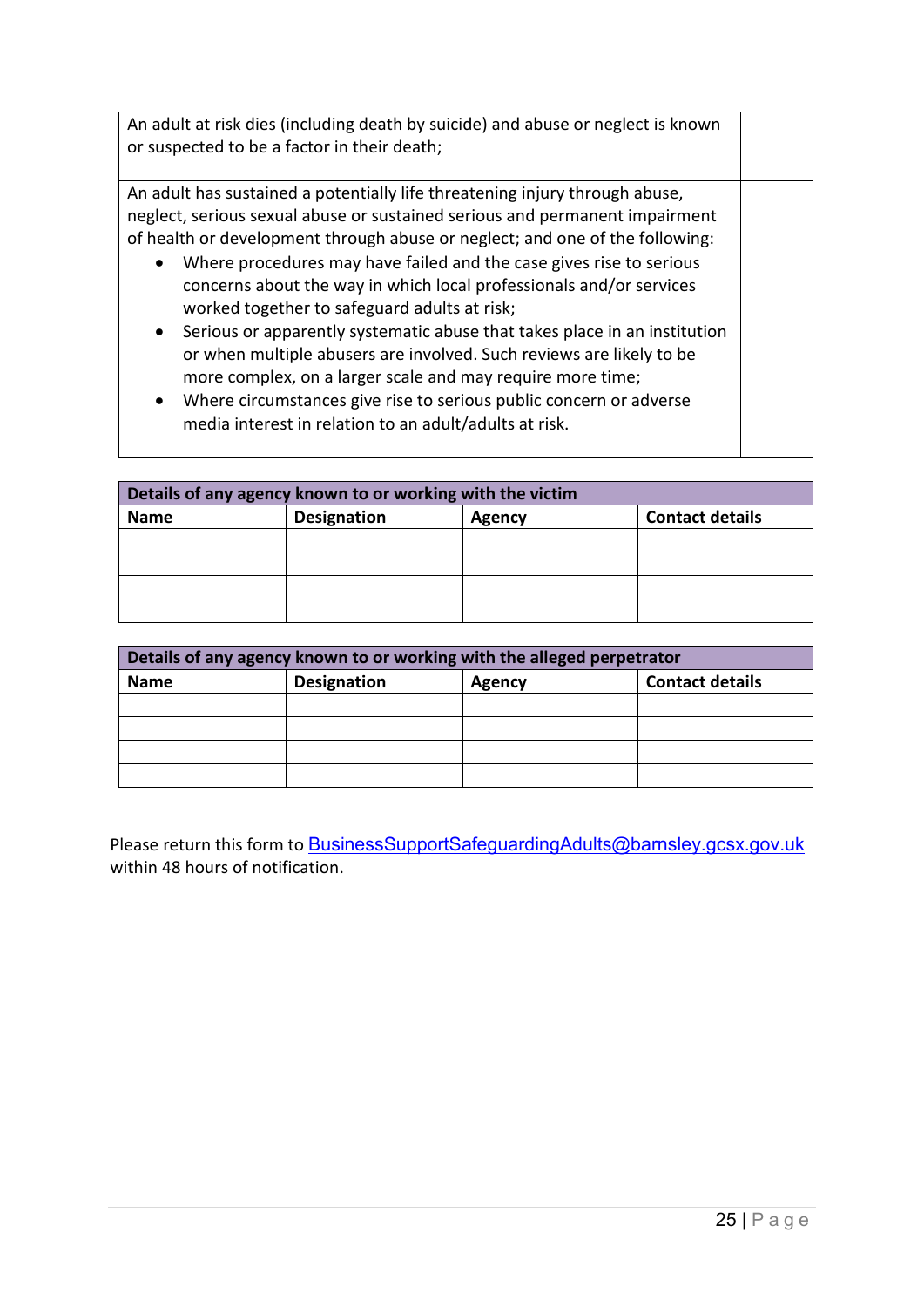| | |
|---|---|
| An adult at risk dies (including death by suicide) and abuse or neglect is known or suspected to be a factor in their death; | |
| An adult has sustained a potentially life threatening injury through abuse, neglect, serious sexual abuse or sustained serious and permanent impairment of health or development through abuse or neglect; and one of the following:<br>• Where procedures may have failed and the case gives rise to serious concerns about the way in which local professionals and/or services worked together to safeguard adults at risk;<br>• Serious or apparently systematic abuse that takes place in an institution or when multiple abusers are involved. Such reviews are likely to be more complex, on a larger scale and may require more time;<br>• Where circumstances give rise to serious public concern or adverse media interest in relation to an adult/adults at risk. | |

| **Details of any agency known to or working with the victim** | | | |
|---|---|---|---|
| **Name** | **Designation** | **Agency** | **Contact details** |
| | | | |
| | | | |
| | | | |
| | | | |

| **Details of any agency known to or working with the alleged perpetrator** | | | |
|---|---|---|---|
| **Name** | **Designation** | **Agency** | **Contact details** |
| | | | |
| | | | |
| | | | |
| | | | |

Please return this form to BusinessSupportSafeguardingAdults@barnsley.gcsx.gov.uk within 48 hours of notification.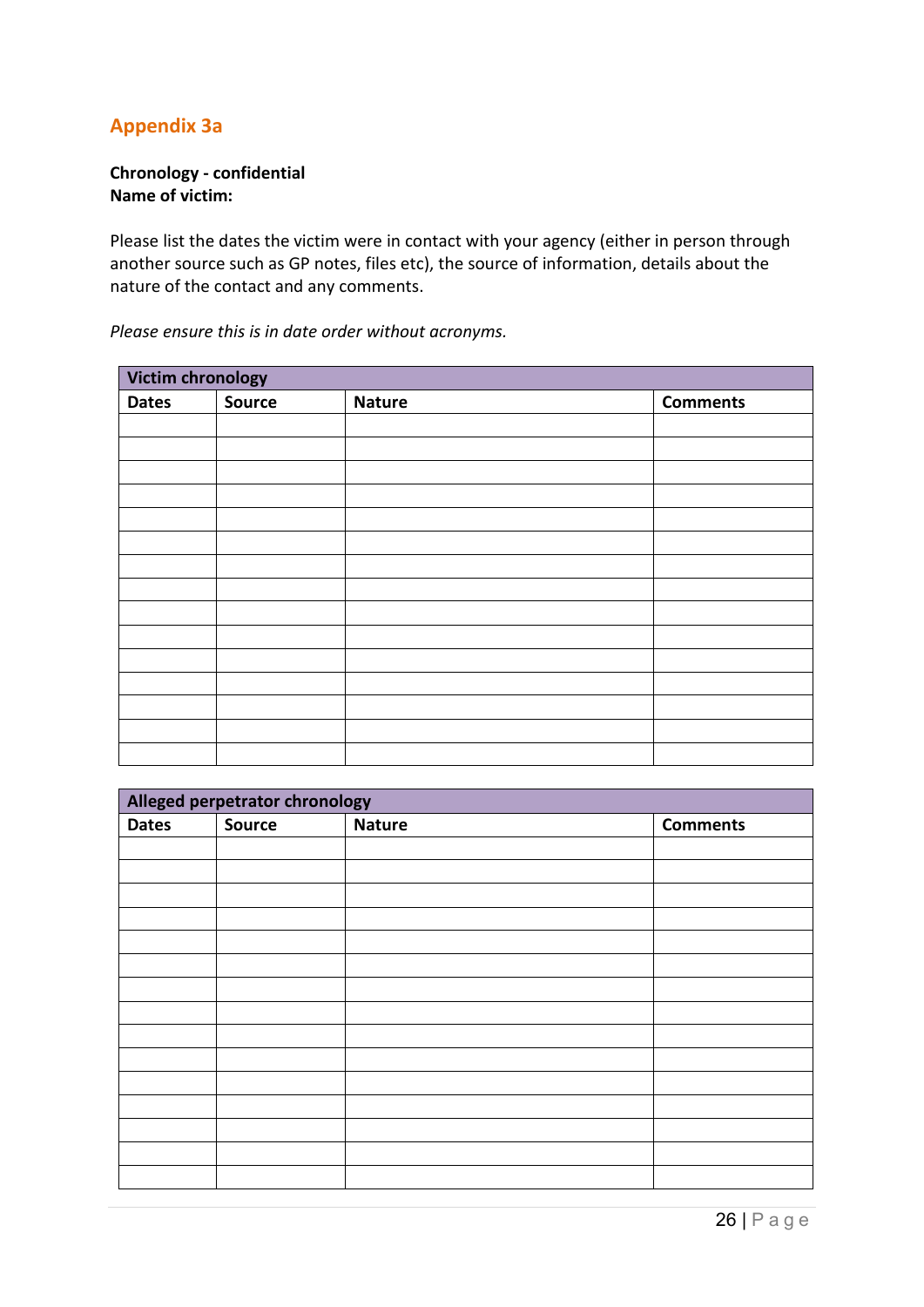## Appendix 3a

**Chronology - confidential**
**Name of victim:**

Please list the dates the victim were in contact with your agency (either in person through another source such as GP notes, files etc), the source of information, details about the nature of the contact and any comments.

*Please ensure this is in date order without acronyms.*

| **Victim chronology** | | | |
|---|---|---|---|
| **Dates** | **Source** | **Nature** | **Comments** |
| | | | |
| | | | |
| | | | |
| | | | |
| | | | |
| | | | |
| | | | |
| | | | |
| | | | |
| | | | |
| | | | |
| | | | |
| | | | |
| | | | |
| | | | |

| **Alleged perpetrator chronology** | | | |
|---|---|---|---|
| **Dates** | **Source** | **Nature** | **Comments** |
| | | | |
| | | | |
| | | | |
| | | | |
| | | | |
| | | | |
| | | | |
| | | | |
| | | | |
| | | | |
| | | | |
| | | | |
| | | | |
| | | | |
| | | | |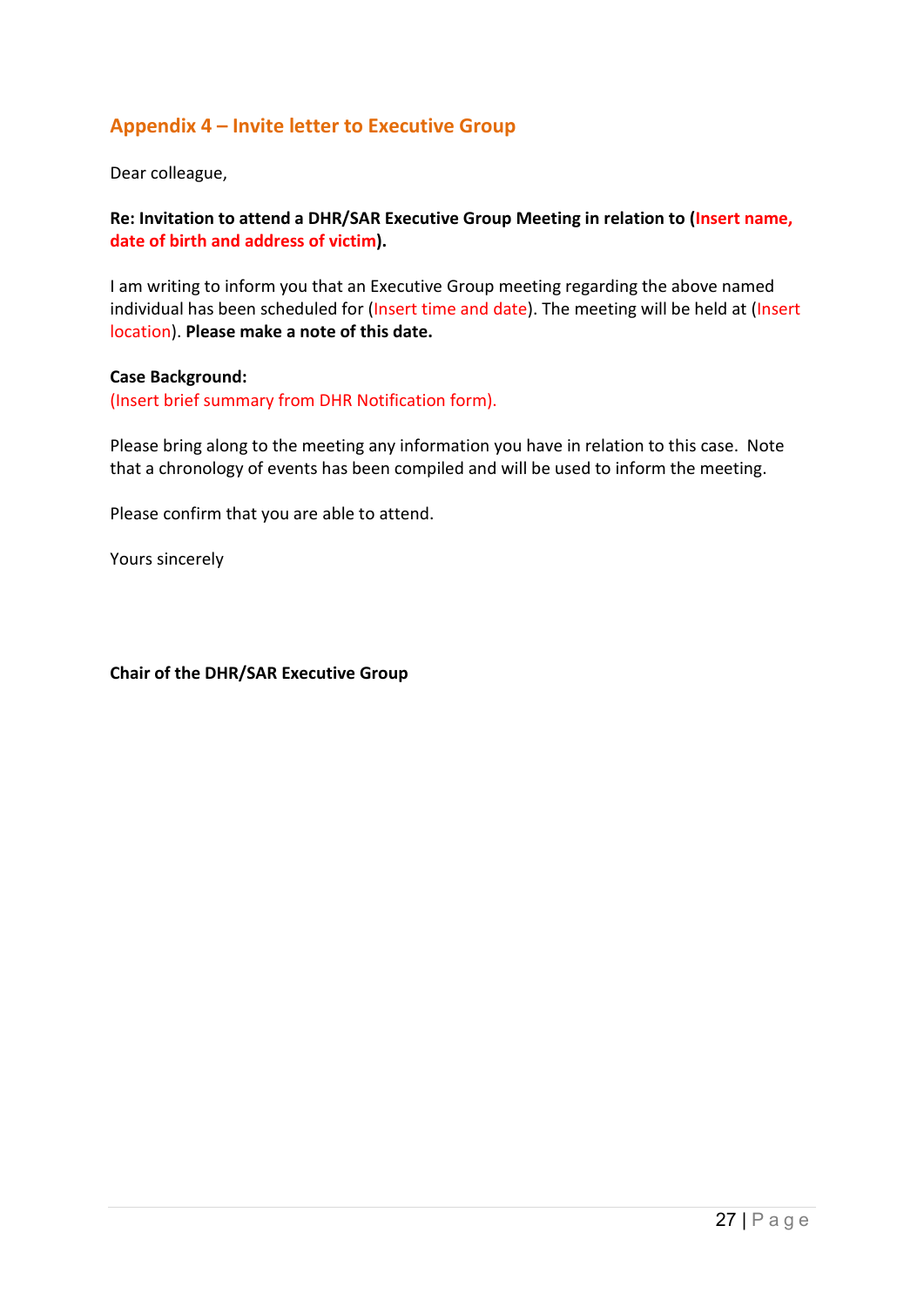## Appendix 4 – Invite letter to Executive Group

Dear colleague,

**Re: Invitation to attend a DHR/SAR Executive Group Meeting in relation to (Insert name, date of birth and address of victim).**

I am writing to inform you that an Executive Group meeting regarding the above named individual has been scheduled for (Insert time and date). The meeting will be held at (Insert location). **Please make a note of this date.**

**Case Background:**
(Insert brief summary from DHR Notification form).

Please bring along to the meeting any information you have in relation to this case. Note that a chronology of events has been compiled and will be used to inform the meeting.

Please confirm that you are able to attend.

Yours sincerely

**Chair of the DHR/SAR Executive Group**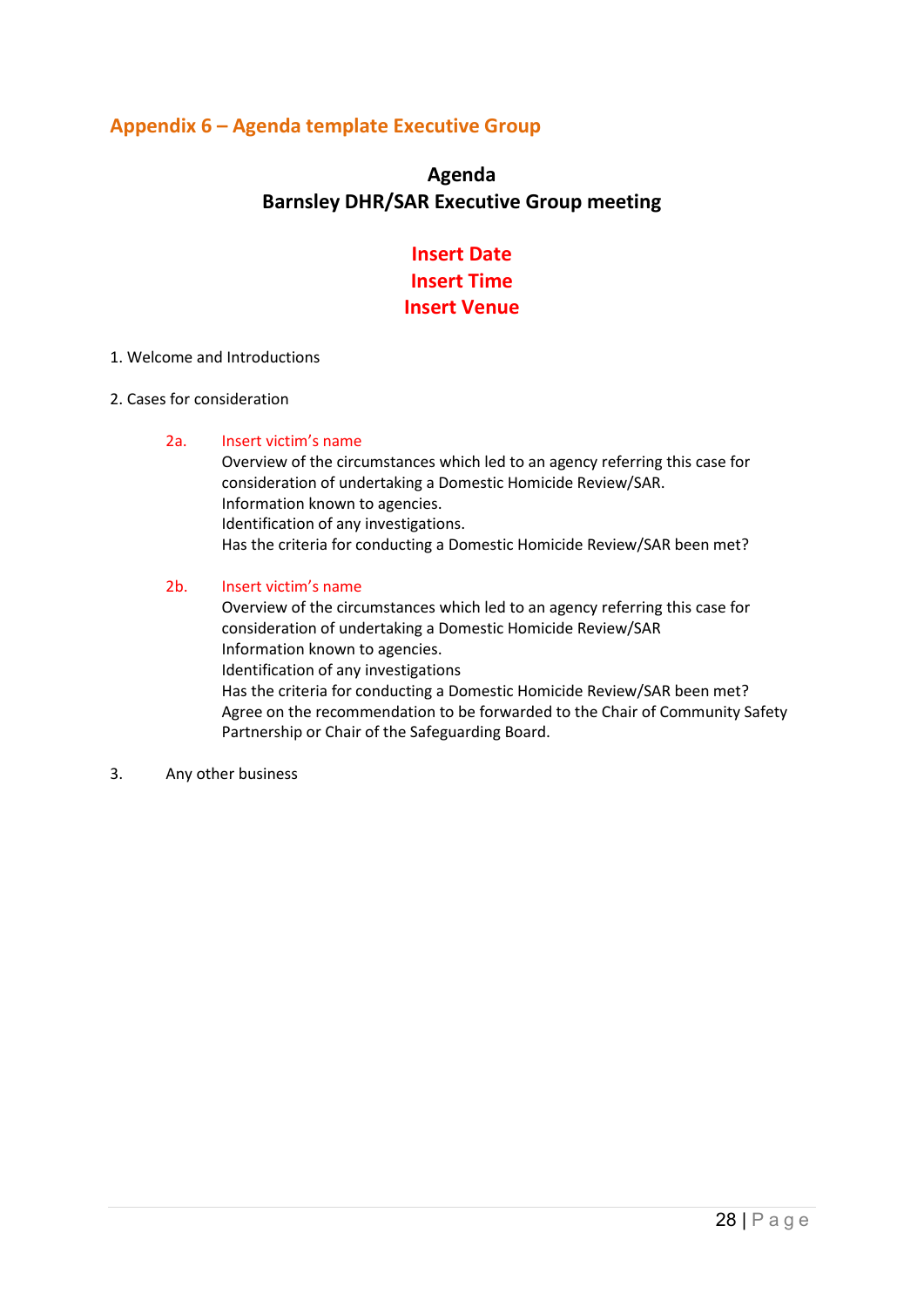## Appendix 6 – Agenda template Executive Group

**Agenda**
**Barnsley DHR/SAR Executive Group meeting**

**Insert Date**
**Insert Time**
**Insert Venue**

1. Welcome and Introductions

2. Cases for consideration

   2a. Insert victim's name
   Overview of the circumstances which led to an agency referring this case for consideration of undertaking a Domestic Homicide Review/SAR.
   Information known to agencies.
   Identification of any investigations.
   Has the criteria for conducting a Domestic Homicide Review/SAR been met?

   2b. Insert victim's name
   Overview of the circumstances which led to an agency referring this case for consideration of undertaking a Domestic Homicide Review/SAR
   Information known to agencies.
   Identification of any investigations
   Has the criteria for conducting a Domestic Homicide Review/SAR been met?
   Agree on the recommendation to be forwarded to the Chair of Community Safety Partnership or Chair of the Safeguarding Board.

3. Any other business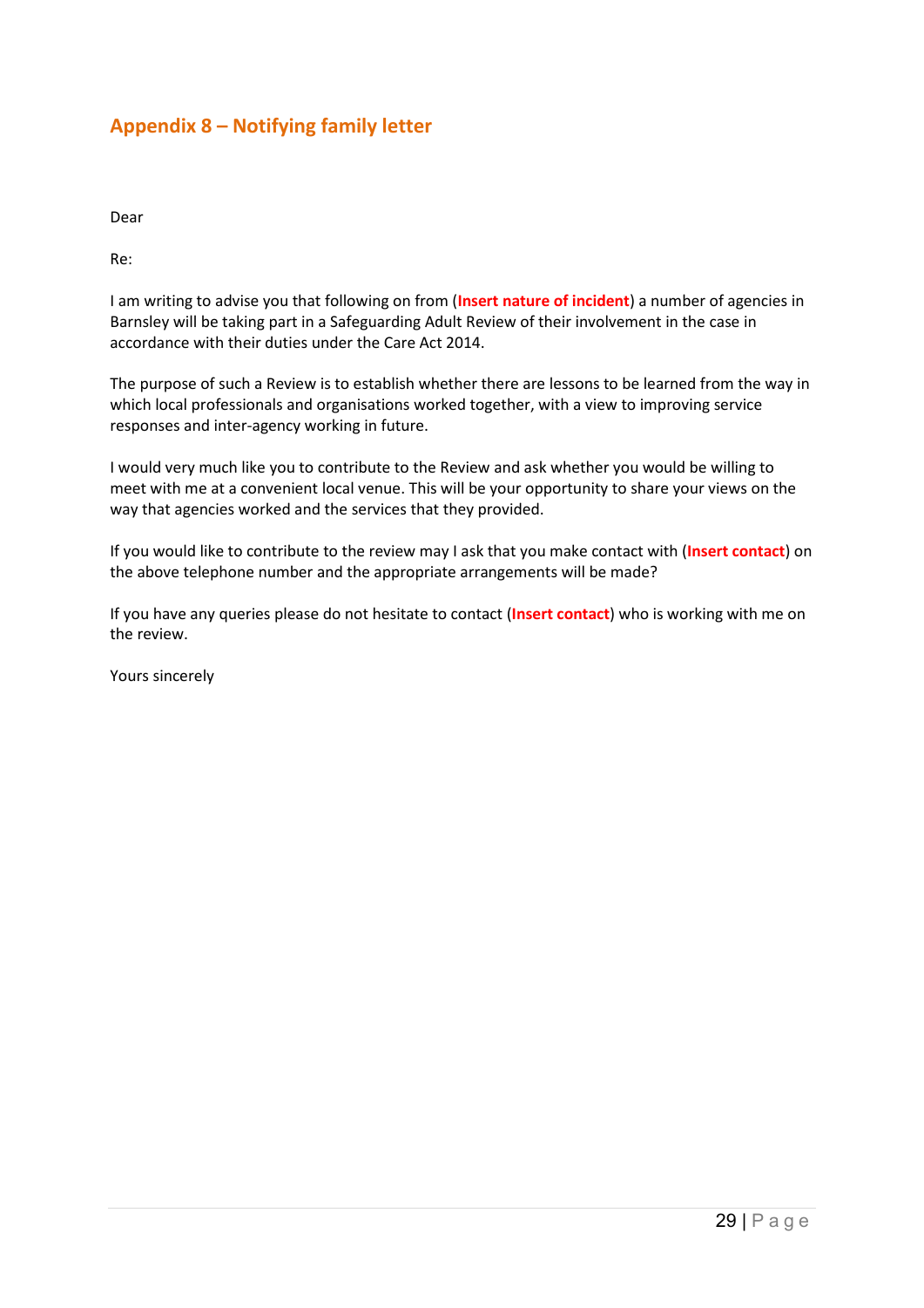## Appendix 8 – Notifying family letter

Dear

Re:

I am writing to advise you that following on from (**Insert nature of incident**) a number of agencies in Barnsley will be taking part in a Safeguarding Adult Review of their involvement in the case in accordance with their duties under the Care Act 2014.

The purpose of such a Review is to establish whether there are lessons to be learned from the way in which local professionals and organisations worked together, with a view to improving service responses and inter-agency working in future.

I would very much like you to contribute to the Review and ask whether you would be willing to meet with me at a convenient local venue. This will be your opportunity to share your views on the way that agencies worked and the services that they provided.

If you would like to contribute to the review may I ask that you make contact with (**Insert contact**) on the above telephone number and the appropriate arrangements will be made?

If you have any queries please do not hesitate to contact (**Insert contact**) who is working with me on the review.

Yours sincerely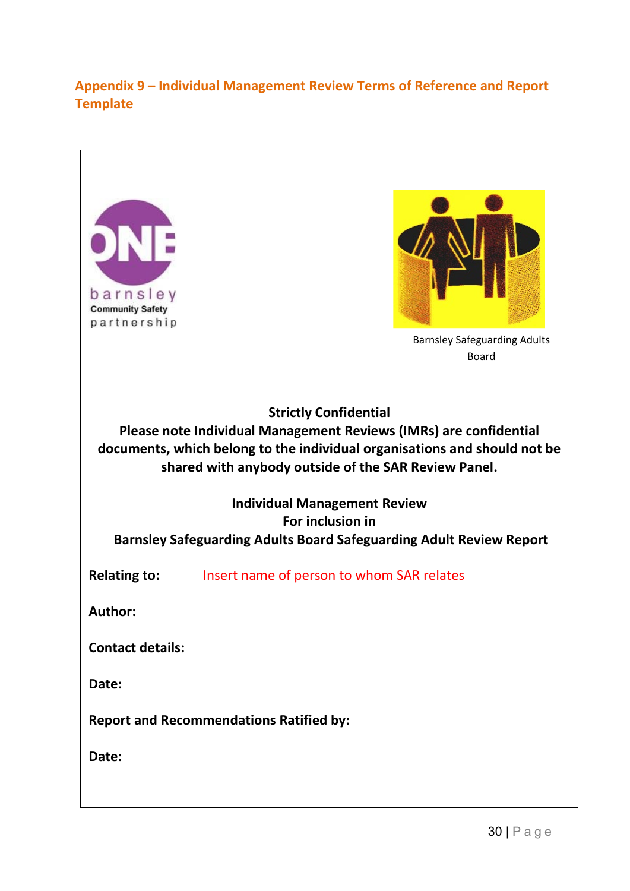## Appendix 9 – Individual Management Review Terms of Reference and Report Template

barnsley Community Safety partnership

Barnsley Safeguarding Adults Board

**Strictly Confidential**

**Please note Individual Management Reviews (IMRs) are confidential documents, which belong to the individual organisations and should not be shared with anybody outside of the SAR Review Panel.**

**Individual Management Review**
**For inclusion in**
**Barnsley Safeguarding Adults Board Safeguarding Adult Review Report**

**Relating to:** Insert name of person to whom SAR relates

**Author:**

**Contact details:**

**Date:**

**Report and Recommendations Ratified by:**

**Date:**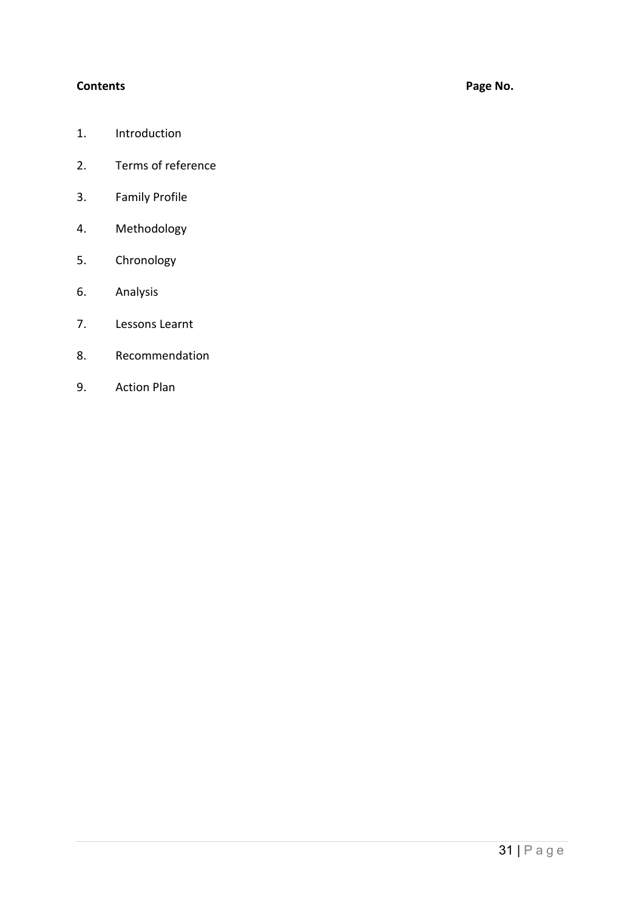| **Contents** | **Page No.** |
| --- | --- |
| 1. Introduction | |
| 2. Terms of reference | |
| 3. Family Profile | |
| 4. Methodology | |
| 5. Chronology | |
| 6. Analysis | |
| 7. Lessons Learnt | |
| 8. Recommendation | |
| 9. Action Plan | |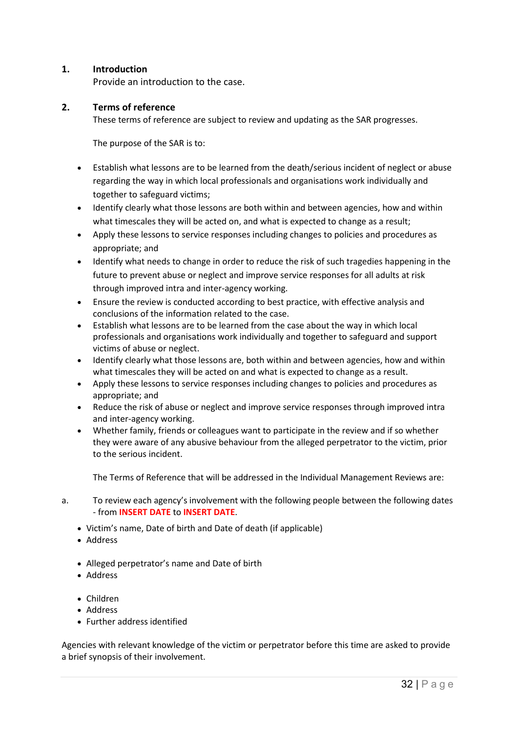## 1. Introduction

Provide an introduction to the case.

## 2. Terms of reference

These terms of reference are subject to review and updating as the SAR progresses.

The purpose of the SAR is to:

- Establish what lessons are to be learned from the death/serious incident of neglect or abuse regarding the way in which local professionals and organisations work individually and together to safeguard victims;
- Identify clearly what those lessons are both within and between agencies, how and within what timescales they will be acted on, and what is expected to change as a result;
- Apply these lessons to service responses including changes to policies and procedures as appropriate; and
- Identify what needs to change in order to reduce the risk of such tragedies happening in the future to prevent abuse or neglect and improve service responses for all adults at risk through improved intra and inter-agency working.
- Ensure the review is conducted according to best practice, with effective analysis and conclusions of the information related to the case.
- Establish what lessons are to be learned from the case about the way in which local professionals and organisations work individually and together to safeguard and support victims of abuse or neglect.
- Identify clearly what those lessons are, both within and between agencies, how and within what timescales they will be acted on and what is expected to change as a result.
- Apply these lessons to service responses including changes to policies and procedures as appropriate; and
- Reduce the risk of abuse or neglect and improve service responses through improved intra and inter-agency working.
- Whether family, friends or colleagues want to participate in the review and if so whether they were aware of any abusive behaviour from the alleged perpetrator to the victim, prior to the serious incident.

The Terms of Reference that will be addressed in the Individual Management Reviews are:

a. To review each agency's involvement with the following people between the following dates - from **INSERT DATE** to **INSERT DATE**.

- Victim's name, Date of birth and Date of death (if applicable)
- Address

- Alleged perpetrator's name and Date of birth
- Address

- Children
- Address
- Further address identified

Agencies with relevant knowledge of the victim or perpetrator before this time are asked to provide a brief synopsis of their involvement.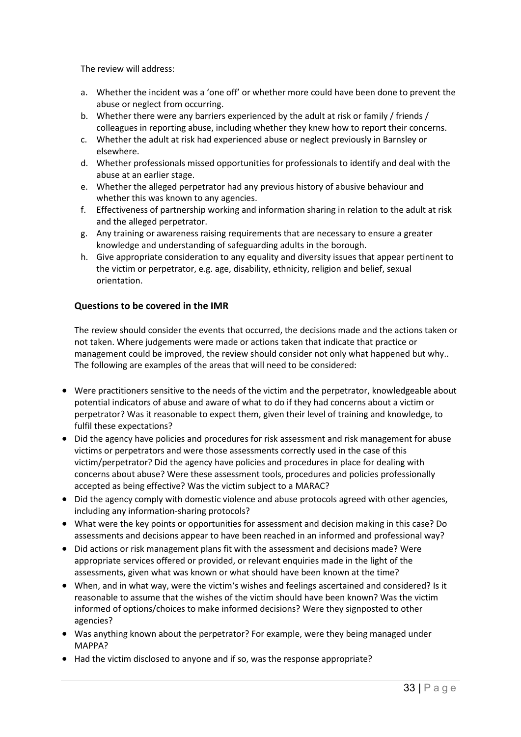The review will address:

a. Whether the incident was a 'one off' or whether more could have been done to prevent the abuse or neglect from occurring.
b. Whether there were any barriers experienced by the adult at risk or family / friends / colleagues in reporting abuse, including whether they knew how to report their concerns.
c. Whether the adult at risk had experienced abuse or neglect previously in Barnsley or elsewhere.
d. Whether professionals missed opportunities for professionals to identify and deal with the abuse at an earlier stage.
e. Whether the alleged perpetrator had any previous history of abusive behaviour and whether this was known to any agencies.
f. Effectiveness of partnership working and information sharing in relation to the adult at risk and the alleged perpetrator.
g. Any training or awareness raising requirements that are necessary to ensure a greater knowledge and understanding of safeguarding adults in the borough.
h. Give appropriate consideration to any equality and diversity issues that appear pertinent to the victim or perpetrator, e.g. age, disability, ethnicity, religion and belief, sexual orientation.

### Questions to be covered in the IMR

The review should consider the events that occurred, the decisions made and the actions taken or not taken. Where judgements were made or actions taken that indicate that practice or management could be improved, the review should consider not only what happened but why.. The following are examples of the areas that will need to be considered:

- Were practitioners sensitive to the needs of the victim and the perpetrator, knowledgeable about potential indicators of abuse and aware of what to do if they had concerns about a victim or perpetrator? Was it reasonable to expect them, given their level of training and knowledge, to fulfil these expectations?
- Did the agency have policies and procedures for risk assessment and risk management for abuse victims or perpetrators and were those assessments correctly used in the case of this victim/perpetrator? Did the agency have policies and procedures in place for dealing with concerns about abuse? Were these assessment tools, procedures and policies professionally accepted as being effective? Was the victim subject to a MARAC?
- Did the agency comply with domestic violence and abuse protocols agreed with other agencies, including any information-sharing protocols?
- What were the key points or opportunities for assessment and decision making in this case? Do assessments and decisions appear to have been reached in an informed and professional way?
- Did actions or risk management plans fit with the assessment and decisions made? Were appropriate services offered or provided, or relevant enquiries made in the light of the assessments, given what was known or what should have been known at the time?
- When, and in what way, were the victim's wishes and feelings ascertained and considered? Is it reasonable to assume that the wishes of the victim should have been known? Was the victim informed of options/choices to make informed decisions? Were they signposted to other agencies?
- Was anything known about the perpetrator? For example, were they being managed under MAPPA?
- Had the victim disclosed to anyone and if so, was the response appropriate?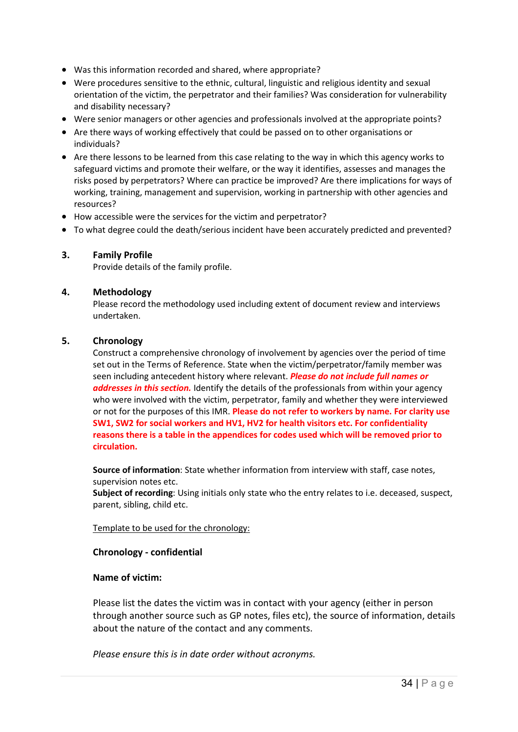- Was this information recorded and shared, where appropriate?
- Were procedures sensitive to the ethnic, cultural, linguistic and religious identity and sexual orientation of the victim, the perpetrator and their families? Was consideration for vulnerability and disability necessary?
- Were senior managers or other agencies and professionals involved at the appropriate points?
- Are there ways of working effectively that could be passed on to other organisations or individuals?
- Are there lessons to be learned from this case relating to the way in which this agency works to safeguard victims and promote their welfare, or the way it identifies, assesses and manages the risks posed by perpetrators? Where can practice be improved? Are there implications for ways of working, training, management and supervision, working in partnership with other agencies and resources?
- How accessible were the services for the victim and perpetrator?
- To what degree could the death/serious incident have been accurately predicted and prevented?

## 3. Family Profile

Provide details of the family profile.

## 4. Methodology

Please record the methodology used including extent of document review and interviews undertaken.

## 5. Chronology

Construct a comprehensive chronology of involvement by agencies over the period of time set out in the Terms of Reference. State when the victim/perpetrator/family member was seen including antecedent history where relevant. ***Please do not include full names or addresses in this section.*** Identify the details of the professionals from within your agency who were involved with the victim, perpetrator, family and whether they were interviewed or not for the purposes of this IMR. **Please do not refer to workers by name. For clarity use SW1, SW2 for social workers and HV1, HV2 for health visitors etc. For confidentiality reasons there is a table in the appendices for codes used which will be removed prior to circulation.**

**Source of information**: State whether information from interview with staff, case notes, supervision notes etc.
**Subject of recording**: Using initials only state who the entry relates to i.e. deceased, suspect, parent, sibling, child etc.

Template to be used for the chronology:

**Chronology - confidential**

**Name of victim:**

Please list the dates the victim was in contact with your agency (either in person through another source such as GP notes, files etc), the source of information, details about the nature of the contact and any comments.

*Please ensure this is in date order without acronyms.*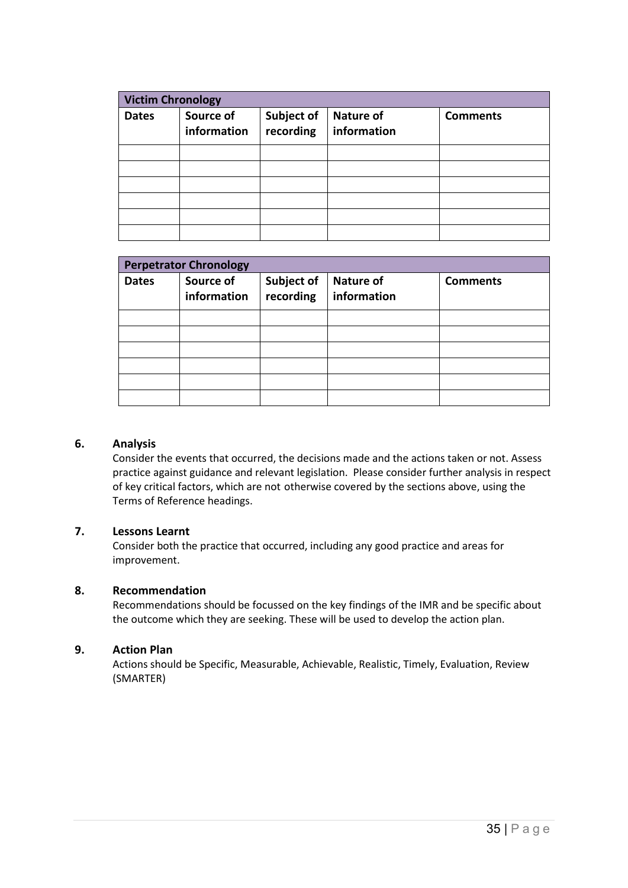| Victim Chronology | | | | |
|---|---|---|---|---|
| **Dates** | **Source of information** | **Subject of recording** | **Nature of information** | **Comments** |
| | | | | |
| | | | | |
| | | | | |
| | | | | |
| | | | | |
| | | | | |

| Perpetrator Chronology | | | | |
|---|---|---|---|---|
| **Dates** | **Source of information** | **Subject of recording** | **Nature of information** | **Comments** |
| | | | | |
| | | | | |
| | | | | |
| | | | | |
| | | | | |
| | | | | |

## 6. Analysis

Consider the events that occurred, the decisions made and the actions taken or not. Assess practice against guidance and relevant legislation. Please consider further analysis in respect of key critical factors, which are not otherwise covered by the sections above, using the Terms of Reference headings.

## 7. Lessons Learnt

Consider both the practice that occurred, including any good practice and areas for improvement.

## 8. Recommendation

Recommendations should be focussed on the key findings of the IMR and be specific about the outcome which they are seeking. These will be used to develop the action plan.

## 9. Action Plan

Actions should be Specific, Measurable, Achievable, Realistic, Timely, Evaluation, Review (SMARTER)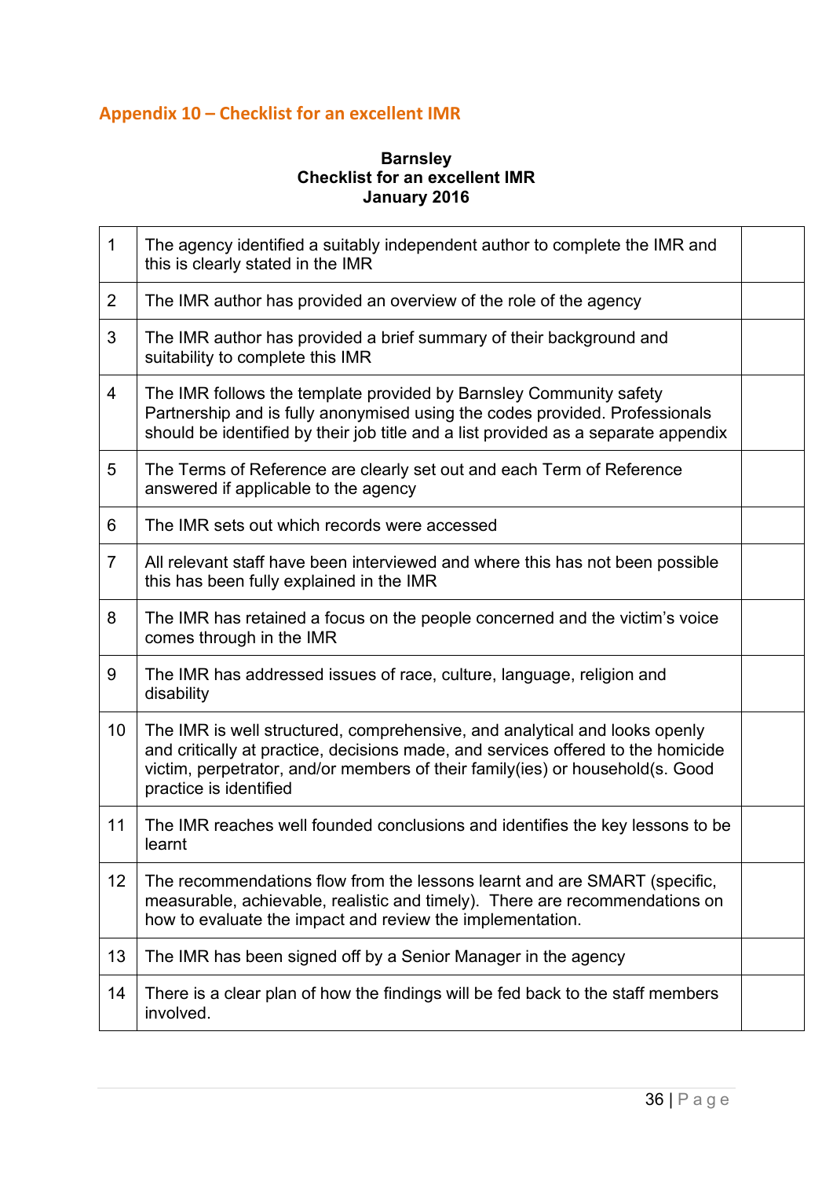## Appendix 10 – Checklist for an excellent IMR

**Barnsley**
**Checklist for an excellent IMR**
**January 2016**

| | | |
|---|---|---|
| 1 | The agency identified a suitably independent author to complete the IMR and this is clearly stated in the IMR | |
| 2 | The IMR author has provided an overview of the role of the agency | |
| 3 | The IMR author has provided a brief summary of their background and suitability to complete this IMR | |
| 4 | The IMR follows the template provided by Barnsley Community safety Partnership and is fully anonymised using the codes provided. Professionals should be identified by their job title and a list provided as a separate appendix | |
| 5 | The Terms of Reference are clearly set out and each Term of Reference answered if applicable to the agency | |
| 6 | The IMR sets out which records were accessed | |
| 7 | All relevant staff have been interviewed and where this has not been possible this has been fully explained in the IMR | |
| 8 | The IMR has retained a focus on the people concerned and the victim's voice comes through in the IMR | |
| 9 | The IMR has addressed issues of race, culture, language, religion and disability | |
| 10 | The IMR is well structured, comprehensive, and analytical and looks openly and critically at practice, decisions made, and services offered to the homicide victim, perpetrator, and/or members of their family(ies) or household(s. Good practice is identified | |
| 11 | The IMR reaches well founded conclusions and identifies the key lessons to be learnt | |
| 12 | The recommendations flow from the lessons learnt and are SMART (specific, measurable, achievable, realistic and timely). There are recommendations on how to evaluate the impact and review the implementation. | |
| 13 | The IMR has been signed off by a Senior Manager in the agency | |
| 14 | There is a clear plan of how the findings will be fed back to the staff members involved. | |